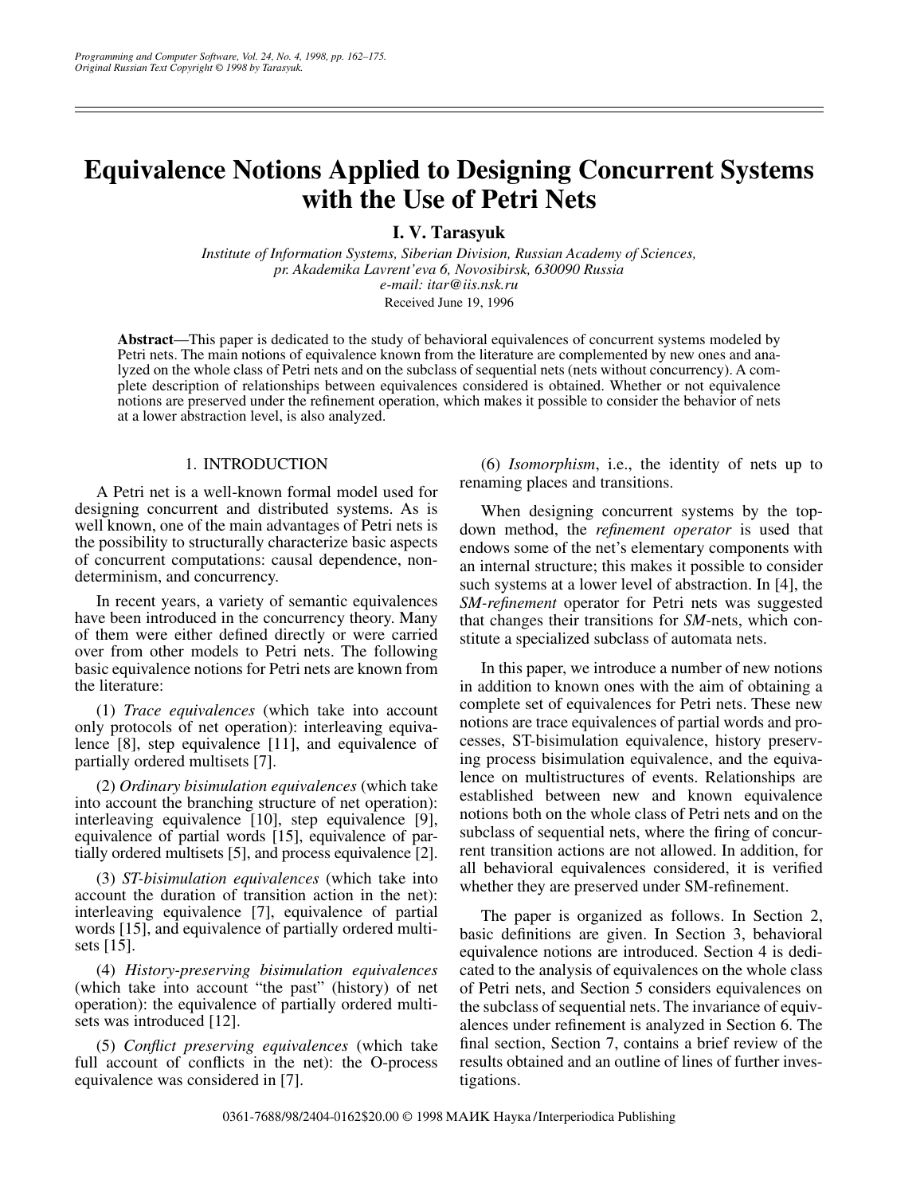# Equivalence Notions Applied to Designing Concurrent Systems with the Use of Petri Nets

**I. V. Tarasyuk**

*Institute of Information Systems, Siberian Division, Russian Academy of Sciences, pr. Akademika Lavrent'eva 6, Novosibirsk, 630090 Russia*
*e-mail: itar@iis.nsk.ru*

Received June 19, 1996

**Abstract**—This paper is dedicated to the study of behavioral equivalences of concurrent systems modeled by Petri nets. The main notions of equivalence known from the literature are complemented by new ones and analyzed on the whole class of Petri nets and on the subclass of sequential nets (nets without concurrency). A complete description of relationships between equivalences considered is obtained. Whether or not equivalence notions are preserved under the refinement operation, which makes it possible to consider the behavior of nets at a lower abstraction level, is also analyzed.

## 1. INTRODUCTION

A Petri net is a well-known formal model used for designing concurrent and distributed systems. As is well known, one of the main advantages of Petri nets is the possibility to structurally characterize basic aspects of concurrent computations: causal dependence, nondeterminism, and concurrency.

In recent years, a variety of semantic equivalences have been introduced in the concurrency theory. Many of them were either defined directly or were carried over from other models to Petri nets. The following basic equivalence notions for Petri nets are known from the literature:

(1) *Trace equivalences* (which take into account only protocols of net operation): interleaving equivalence [8], step equivalence [11], and equivalence of partially ordered multisets [7].

(2) *Ordinary bisimulation equivalences* (which take into account the branching structure of net operation): interleaving equivalence [10], step equivalence [9], equivalence of partial words [15], equivalence of partially ordered multisets [5], and process equivalence [2].

(3) *ST-bisimulation equivalences* (which take into account the duration of transition action in the net): interleaving equivalence [7], equivalence of partial words [15], and equivalence of partially ordered multisets [15].

(4) *History-preserving bisimulation equivalences* (which take into account "the past" (history) of net operation): the equivalence of partially ordered multisets was introduced [12].

(5) *Conflict preserving equivalences* (which take full account of conflicts in the net): the O-process equivalence was considered in [7].

(6) *Isomorphism*, i.e., the identity of nets up to renaming places and transitions.

When designing concurrent systems by the top-down method, the *refinement operator* is used that endows some of the net's elementary components with an internal structure; this makes it possible to consider such systems at a lower level of abstraction. In [4], the *SM-refinement* operator for Petri nets was suggested that changes their transitions for *SM*-nets, which constitute a specialized subclass of automata nets.

In this paper, we introduce a number of new notions in addition to known ones with the aim of obtaining a complete set of equivalences for Petri nets. These new notions are trace equivalences of partial words and processes, ST-bisimulation equivalence, history preserving process bisimulation equivalence, and the equivalence on multistructures of events. Relationships are established between new and known equivalence notions both on the whole class of Petri nets and on the subclass of sequential nets, where the firing of concurrent transition actions are not allowed. In addition, for all behavioral equivalences considered, it is verified whether they are preserved under SM-refinement.

The paper is organized as follows. In Section 2, basic definitions are given. In Section 3, behavioral equivalence notions are introduced. Section 4 is dedicated to the analysis of equivalences on the whole class of Petri nets, and Section 5 considers equivalences on the subclass of sequential nets. The invariance of equivalences under refinement is analyzed in Section 6. The final section, Section 7, contains a brief review of the results obtained and an outline of lines of further investigations.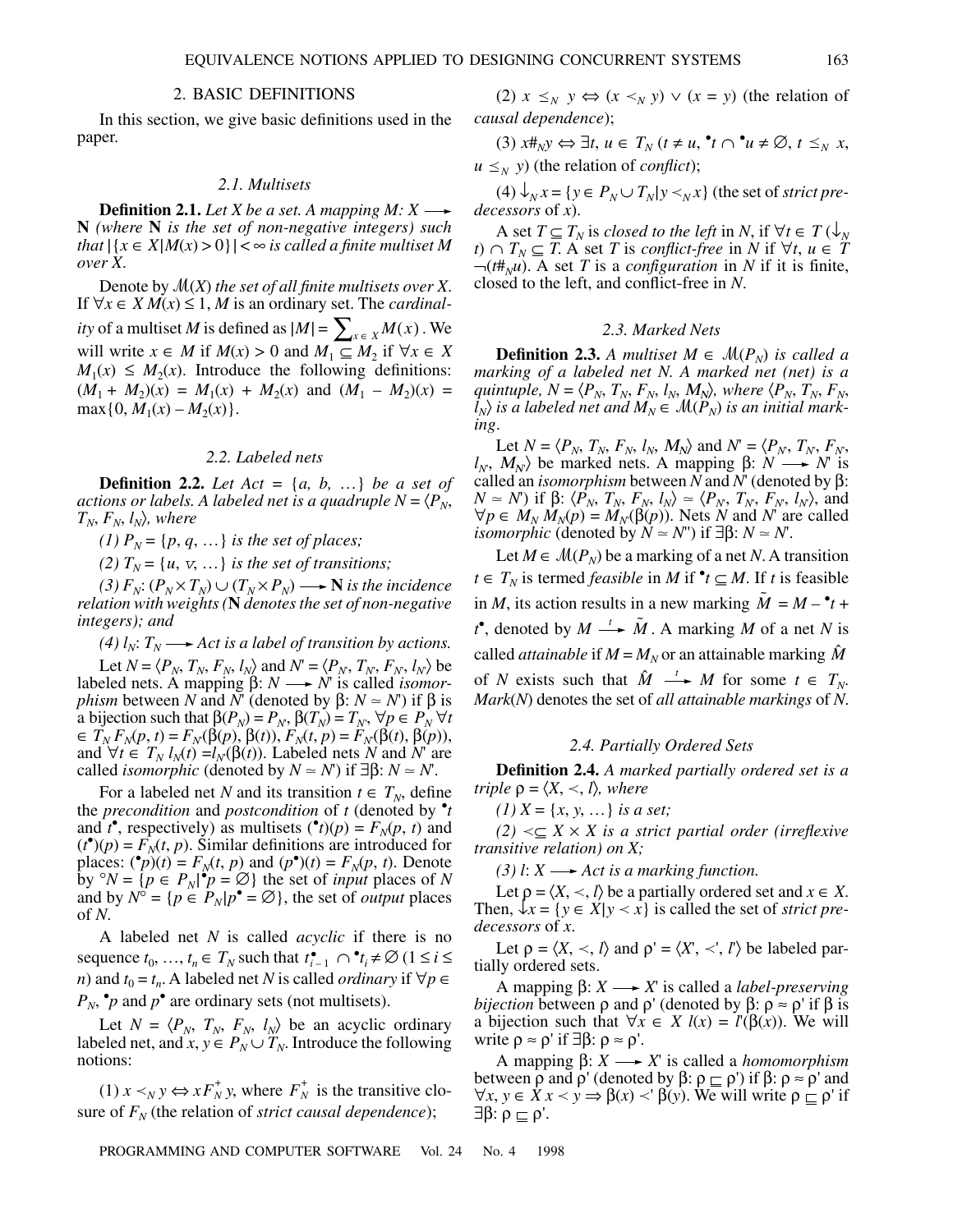## 2. BASIC DEFINITIONS

In this section, we give basic definitions used in the paper.

### 2.1. Multisets

**Definition 2.1.** *Let $X$ be a set. A mapping $M: X \longrightarrow \mathbf{N}$ (where $\mathbf{N}$ is the set of non-negative integers) such that $|\{x \in X | M(x) > 0\}| < \infty$ is called a finite multiset $M$ over $X$.*

Denote by $\mathcal{M}(X)$ *the set of all finite multisets over X*. If $\forall x \in X\ M(x) \le 1$, $M$ is an ordinary set. The *cardinality* of a multiset $M$ is defined as $|M| = \sum_{x \in X} M(x)$. We will write $x \in M$ if $M(x) > 0$ and $M_1 \subseteq M_2$ if $\forall x \in X$ $M_1(x) \le M_2(x)$. Introduce the following definitions: $(M_1 + M_2)(x) = M_1(x) + M_2(x)$ and $(M_1 - M_2)(x) = \max\{0, M_1(x) - M_2(x)\}$.

### 2.2. Labeled nets

**Definition 2.2.** *Let $Act = \{a, b, \ldots\}$ be a set of actions or labels. A labeled net is a quadruple $N = \langle P_N, T_N, F_N, l_N\rangle$, where*

*(1) $P_N = \{p, q, \ldots\}$ is the set of places;*

*(2) $T_N = \{u, v, \ldots\}$ is the set of transitions;*

*(3) $F_N$: $(P_N \times T_N) \cup (T_N \times P_N) \longrightarrow \mathbf{N}$ is the incidence relation with weights ($\mathbf{N}$ denotes the set of non-negative integers); and*

*(4) $l_N$: $T_N \longrightarrow Act$ is a label of transition by actions.*

Let $N = \langle P_N, T_N, F_N, l_N\rangle$ and $N' = \langle P_{N'}, T_{N'}, F_{N'}, l_{N'}\rangle$ be labeled nets. A mapping $\beta$: $N \longrightarrow N'$ is called *isomorphism* between $N$ and $N'$ (denoted by $\beta$: $N \simeq N'$) if $\beta$ is a bijection such that $\beta(P_N) = P_{N'}$, $\beta(T_N) = T_{N'}$, $\forall p \in P_N\ \forall t \in T_N\ F_N(p, t) = F_{N'}(\beta(p), \beta(t))$, $F_N(t, p) = F_{N'}(\beta(t), \beta(p))$, and $\forall t \in T_N\ l_N(t) = l_{N'}(\beta(t))$. Labeled nets $N$ and $N'$ are called *isomorphic* (denoted by $N \simeq N'$) if $\exists\beta$: $N \simeq N'$.

For a labeled net $N$ and its transition $t \in T_N$, define the *precondition* and *postcondition* of $t$ (denoted by ${}^\bullet t$ and $t^\bullet$, respectively) as multisets $({}^\bullet t)(p) = F_N(p, t)$ and $(t^\bullet)(p) = F_N(t, p)$. Similar definitions are introduced for places: $({}^\bullet p)(t) = F_N(t, p)$ and $(p^\bullet)(t) = F_N(p, t)$. Denote by ${}^\circ N = \{p \in P_N | {}^\bullet p = \varnothing\}$ the set of *input* places of $N$ and by $N^\circ = \{p \in P_N | p^\bullet = \varnothing\}$, the set of *output* places of $N$.

A labeled net $N$ is called *acyclic* if there is no sequence $t_0, \ldots, t_n \in T_N$ such that $t_{i-1}^\bullet \cap {}^\bullet t_i \ne \varnothing$ $(1 \le i \le n)$ and $t_0 = t_n$. A labeled net $N$ is called *ordinary* if $\forall p \in P_N$, ${}^\bullet p$ and $p^\bullet$ are ordinary sets (not multisets).

Let $N = \langle P_N, T_N, F_N, l_N\rangle$ be an acyclic ordinary labeled net, and $x, y \in P_N \cup T_N$. Introduce the following notions:

(1) $x \prec_N y \Leftrightarrow x F_N^+ y$, where $F_N^+$ is the transitive closure of $F_N$ (the relation of *strict causal dependence*);

(2) $x \preceq_N y \Leftrightarrow (x \prec_N y) \vee (x = y)$ (the relation of *causal dependence*);

(3) $x \#_N y \Leftrightarrow \exists t, u \in T_N$ $(t \ne u$, ${}^\bullet t \cap {}^\bullet u \ne \varnothing$, $t \preceq_N x$, $u \preceq_N y)$ (the relation of *conflict*);

(4) $\downarrow_N x = \{y \in P_N \cup T_N | y \prec_N x\}$ (the set of *strict predecessors* of $x$).

A set $T \subseteq T_N$ is *closed to the left* in $N$, if $\forall t \in T$ $(\downarrow_N t) \cap T_N \subseteq T$. A set $T$ is *conflict-free* in $N$ if $\forall t, u \in T$ $\neg(t \#_N u)$. A set $T$ is a *configuration* in $N$ if it is finite, closed to the left, and conflict-free in $N$.

### 2.3. Marked Nets

**Definition 2.3.** *A multiset $M \in \mathcal{M}(P_N)$ is called a marking of a labeled net $N$. A marked net (net) is a quintuple, $N = \langle P_N, T_N, F_N, l_N, M_N\rangle$, where $\langle P_N, T_N, F_N, l_N\rangle$ is a labeled net and $M_N \in \mathcal{M}(P_N)$ is an initial marking.*

Let $N = \langle P_N, T_N, F_N, l_N, M_N\rangle$ and $N' = \langle P_{N'}, T_{N'}, F_{N'}, l_{N'}, M_{N'}\rangle$ be marked nets. A mapping $\beta$: $N \longrightarrow N'$ is called an *isomorphism* between $N$ and $N'$ (denoted by $\beta$: $N \simeq N'$) if $\beta$: $\langle P_N, T_N, F_N, l_N\rangle \simeq \langle P_{N'}, T_{N'}, F_{N'}, l_{N'}\rangle$, and $\forall p \in M_N\ M_N(p) = M_{N'}(\beta(p))$. Nets $N$ and $N'$ are called *isomorphic* (denoted by $N \simeq N'$) if $\exists\beta$: $N \simeq N'$.

Let $M \in \mathcal{M}(P_N)$ be a marking of a net $N$. A transition $t \in T_N$ is termed *feasible* in $M$ if ${}^\bullet t \subseteq M$. If $t$ is feasible in $M$, its action results in a new marking $\tilde{M} = M - {}^\bullet t + t^\bullet$, denoted by $M \xrightarrow{t} \tilde{M}$. A marking $M$ of a net $N$ is called *attainable* if $M = M_N$ or an attainable marking $\hat{M}$ of $N$ exists such that $\hat{M} \xrightarrow{t} M$ for some $t \in T_N$. $Mark(N)$ denotes the set of *all attainable markings* of $N$.

### 2.4. Partially Ordered Sets

**Definition 2.4.** *A marked partially ordered set is a triple $\rho = \langle X, \prec, l\rangle$, where*

*(1) $X = \{x, y, \ldots\}$ is a set;*

*(2) $\prec \subseteq X \times X$ is a strict partial order (irreflexive transitive relation) on $X$;*

*(3) $l$: $X \longrightarrow Act$ is a marking function.*

Let $\rho = \langle X, \prec, l\rangle$ be a partially ordered set and $x \in X$. Then, $\downarrow x = \{y \in X | y \prec x\}$ is called the set of *strict predecessors* of $x$.

Let $\rho = \langle X, \prec, l\rangle$ and $\rho' = \langle X', \prec', l'\rangle$ be labeled partially ordered sets.

A mapping $\beta$: $X \longrightarrow X'$ is called a *label-preserving bijection* between $\rho$ and $\rho'$ (denoted by $\beta$: $\rho \approx \rho'$ if $\beta$ is a bijection such that $\forall x \in X\ l(x) = l'(\beta(x))$. We will write $\rho \approx \rho'$ if $\exists\beta$: $\rho \approx \rho'$.

A mapping $\beta$: $X \longrightarrow X'$ is called a *homomorphism* between $\rho$ and $\rho'$ (denoted by $\beta$: $\rho \sqsubseteq \rho'$) if $\beta$: $\rho \approx \rho'$ and $\forall x, y \in X\ x \prec y \Rightarrow \beta(x) \prec' \beta(y)$. We will write $\rho \sqsubseteq \rho'$ if $\exists\beta$: $\rho \sqsubseteq \rho'$.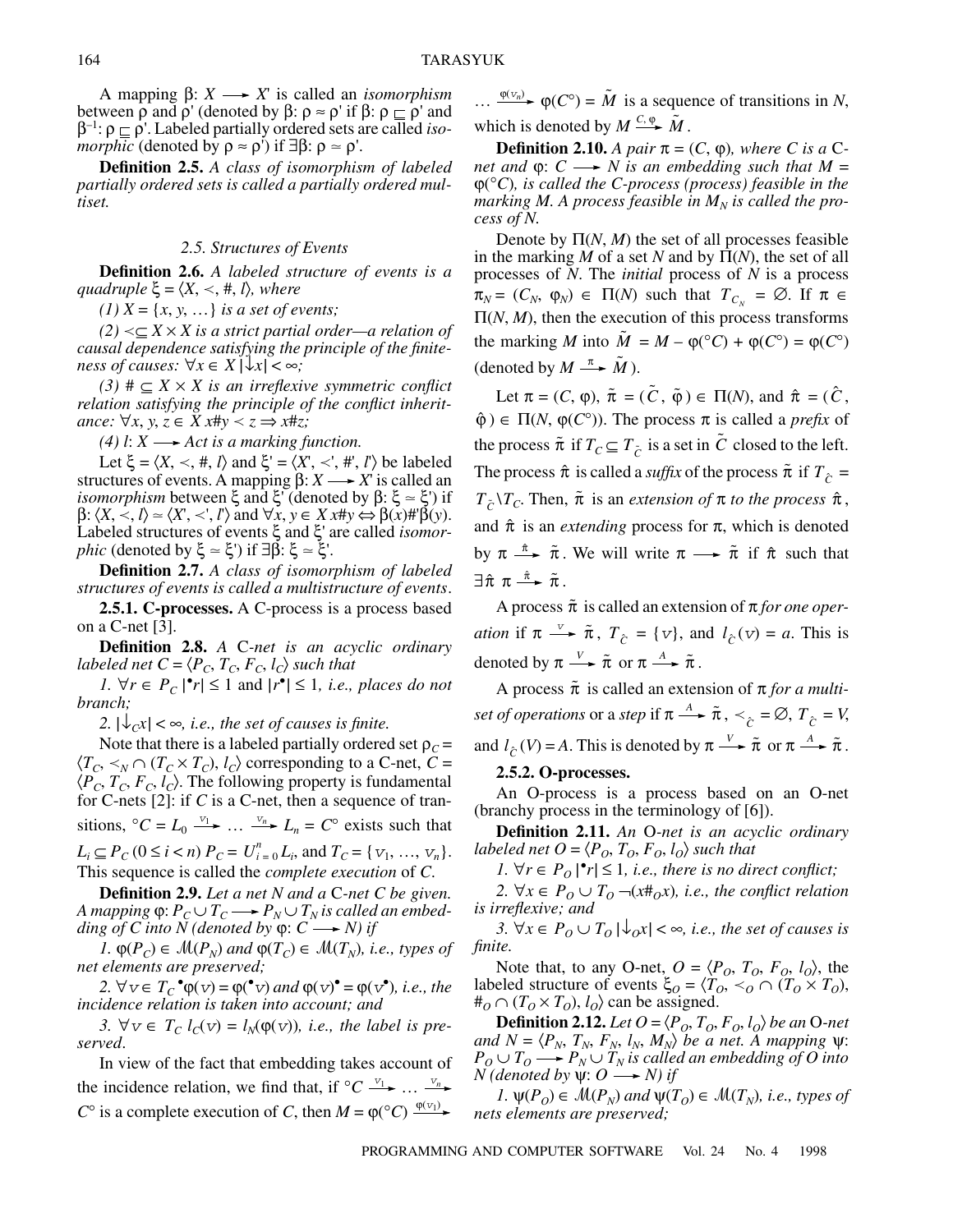A mapping $\beta: X \longrightarrow X'$ is called an *isomorphism* between $\rho$ and $\rho'$ (denoted by $\beta: \rho \approx \rho'$ if $\beta: \rho \sqsubseteq \rho'$ and $\beta^{-1}: \rho \sqsubseteq \rho'$. Labeled partially ordered sets are called *isomorphic* (denoted by $\rho \approx \rho'$) if $\exists\beta: \rho \simeq \rho'$.

**Definition 2.5.** *A class of isomorphism of labeled partially ordered sets is called a partially ordered multiset.*

### 2.5. Structures of Events

**Definition 2.6.** *A labeled structure of events is a quadruple $\xi = \langle X, \prec, \#, l\rangle$, where*

*(1) $X = \{x, y, \ldots\}$ is a set of events;*

*(2) $\prec \subseteq X \times X$ is a strict partial order—a relation of causal dependence satisfying the principle of the finiteness of causes: $\forall x \in X\, |\downarrow x| < \infty$;*

*(3) $\# \subseteq X \times X$ is an irreflexive symmetric conflict relation satisfying the principle of the conflict inheritance: $\forall x, y, z \in X\; x\#y \prec z \Rightarrow x\#z$;*

*(4) $l: X \longrightarrow Act$ is a marking function.*

Let $\xi = \langle X, \prec, \#, l\rangle$ and $\xi' = \langle X', \prec', \#', l'\rangle$ be labeled structures of events. A mapping $\beta: X \longrightarrow X'$ is called an *isomorphism* between $\xi$ and $\xi'$ (denoted by $\beta: \xi \simeq \xi'$) if $\beta: \langle X, \prec, l\rangle \simeq \langle X', \prec', l'\rangle$ and $\forall x, y \in X\; x\#y \Leftrightarrow \beta(x)\#'\beta(y)$. Labeled structures of events $\xi$ and $\xi'$ are called *isomorphic* (denoted by $\xi \simeq \xi'$) if $\exists\beta: \xi \simeq \xi'$.

**Definition 2.7.** *A class of isomorphism of labeled structures of events is called a multistructure of events.*

**2.5.1. C-processes.** A C-process is a process based on a C-net [3].

**Definition 2.8.** *A* C*-net is an acyclic ordinary labeled net $C = \langle P_C, T_C, F_C, l_C\rangle$ such that*

*1. $\forall r \in P_C\; |{}^\bullet r| \leq 1$ and $|r^\bullet| \leq 1$, i.e., places do not branch;*

*2. $|\downarrow_C x| < \infty$, i.e., the set of causes is finite.*

Note that there is a labeled partially ordered set $\rho_C = \langle T_C, \prec_N \cap (T_C \times T_C), l_C\rangle$ corresponding to a C-net, $C = \langle P_C, T_C, F_C, l_C\rangle$. The following property is fundamental for C-nets [2]: if $C$ is a C-net, then a sequence of transitions, ${}^\circ C = L_0 \xrightarrow{v_1} \ldots \xrightarrow{v_n} L_n = C^\circ$ exists such that $L_i \subseteq P_C$ $(0 \leq i < n)$ $P_C = U_{i=0}^{n} L_i$, and $T_C = \{v_1, \ldots, v_n\}$. This sequence is called the *complete execution* of $C$.

**Definition 2.9.** *Let a net $N$ and a* C*-net $C$ be given. A mapping $\varphi: P_C \cup T_C \longrightarrow P_N \cup T_N$ is called an embedding of $C$ into $N$ (denoted by $\varphi: C \longrightarrow N$) if*

*1. $\varphi(P_C) \in \mathcal{M}(P_N)$ and $\varphi(T_C) \in \mathcal{M}(T_N)$, i.e., types of net elements are preserved;*

*2. $\forall v \in T_C\, {}^\bullet\varphi(v) = \varphi({}^\bullet v)$ and $\varphi(v)^\bullet = \varphi(v^\bullet)$, i.e., the incidence relation is taken into account; and*

*3. $\forall v \in T_C\; l_C(v) = l_N(\varphi(v))$, i.e., the label is preserved.*

In view of the fact that embedding takes account of the incidence relation, we find that, if ${}^\circ C \xrightarrow{v_1} \ldots \xrightarrow{v_n} C^\circ$ is a complete execution of $C$, then $M = \varphi({}^\circ C) \xrightarrow{\varphi(v_1)} \ldots \xrightarrow{\varphi(v_n)} \varphi(C^\circ) = \tilde{M}$ is a sequence of transitions in $N$, which is denoted by $M \xrightarrow{C,\, \varphi} \tilde{M}$.

**Definition 2.10.** *A pair $\pi = (C, \varphi)$, where $C$ is a* C*-net and $\varphi: C \longrightarrow N$ is an embedding such that $M = \varphi({}^\circ C)$, is called the C-process (process) feasible in the marking $M$. A process feasible in $M_N$ is called the process of $N$.*

Denote by $\Pi(N, M)$ the set of all processes feasible in the marking $M$ of a set $N$ and by $\Pi(N)$, the set of all processes of $N$. The *initial* process of $N$ is a process $\pi_N = (C_N, \varphi_N) \in \Pi(N)$ such that $T_{C_N} = \varnothing$. If $\pi \in \Pi(N, M)$, then the execution of this process transforms the marking $M$ into $\tilde{M} = M - \varphi({}^\circ C) + \varphi(C^\circ) = \varphi(C^\circ)$ (denoted by $M \xrightarrow{\pi} \tilde{M}$).

Let $\pi = (C, \varphi)$, $\tilde{\pi} = (\tilde{C}, \tilde{\varphi}) \in \Pi(N)$, and $\hat{\pi} = (\hat{C}, \hat{\varphi}) \in \Pi(N, \varphi(C^\circ))$. The process $\pi$ is called a *prefix* of the process $\tilde{\pi}$ if $T_C \subseteq T_{\tilde{C}}$ is a set in $\tilde{C}$ closed to the left. The process $\hat{\pi}$ is called a *suffix* of the process $\tilde{\pi}$ if $T_{\hat{C}} = T_{\tilde{C}} \backslash T_C$. Then, $\tilde{\pi}$ is an *extension of* $\pi$ *to the process* $\hat{\pi}$, and $\hat{\pi}$ is an *extending* process for $\pi$, which is denoted by $\pi \xrightarrow{\hat{\pi}} \tilde{\pi}$. We will write $\pi \longrightarrow \tilde{\pi}$ if $\hat{\pi}$ such that $\exists\hat{\pi}\; \pi \xrightarrow{\hat{\pi}} \tilde{\pi}$.

A process $\tilde{\pi}$ is called an extension of $\pi$ *for one operation* if $\pi \xrightarrow{v} \tilde{\pi}$, $T_{\hat{C}} = \{v\}$, and $l_{\hat{C}}(v) = a$. This is denoted by $\pi \xrightarrow{V} \tilde{\pi}$ or $\pi \xrightarrow{A} \tilde{\pi}$.

A process $\tilde{\pi}$ is called an extension of $\pi$ *for a multiset of operations* or a *step* if $\pi \xrightarrow{A} \tilde{\pi}$, $\prec_{\hat{C}} = \varnothing$, $T_{\hat{C}} = V$, and $l_{\hat{C}}(V) = A$. This is denoted by $\pi \xrightarrow{V} \tilde{\pi}$ or $\pi \xrightarrow{A} \tilde{\pi}$.

**2.5.2. O-processes.**

An O-process is a process based on an O-net (branchy process in the terminology of [6]).

**Definition 2.11.** *An* O*-net is an acyclic ordinary labeled net $O = \langle P_O, T_O, F_O, l_O\rangle$ such that*

*1. $\forall r \in P_O\; |{}^\bullet r| \leq 1$, i.e., there is no direct conflict;*

*2. $\forall x \in P_O \cup T_O\; \neg(x\#_O x)$, i.e., the conflict relation is irreflexive; and*

*3. $\forall x \in P_O \cup T_O\; |\downarrow_O x| < \infty$, i.e., the set of causes is finite.*

Note that, to any O-net, $O = \langle P_O, T_O, F_O, l_O\rangle$, the labeled structure of events $\xi_O = \langle T_O, \prec_O \cap (T_O \times T_O), \#_O \cap (T_O \times T_O), l_O\rangle$ can be assigned.

**Definition 2.12.** *Let $O = \langle P_O, T_O, F_O, l_O\rangle$ be an* O*-net and $N = \langle P_N, T_N, F_N, l_N, M_N\rangle$ be a net. A mapping $\psi: P_O \cup T_O \longrightarrow P_N \cup T_N$ is called an embedding of $O$ into $N$ (denoted by $\psi: O \longrightarrow N$) if*

*1. $\psi(P_O) \in \mathcal{M}(P_N)$ and $\psi(T_O) \in \mathcal{M}(T_N)$, i.e., types of nets elements are preserved;*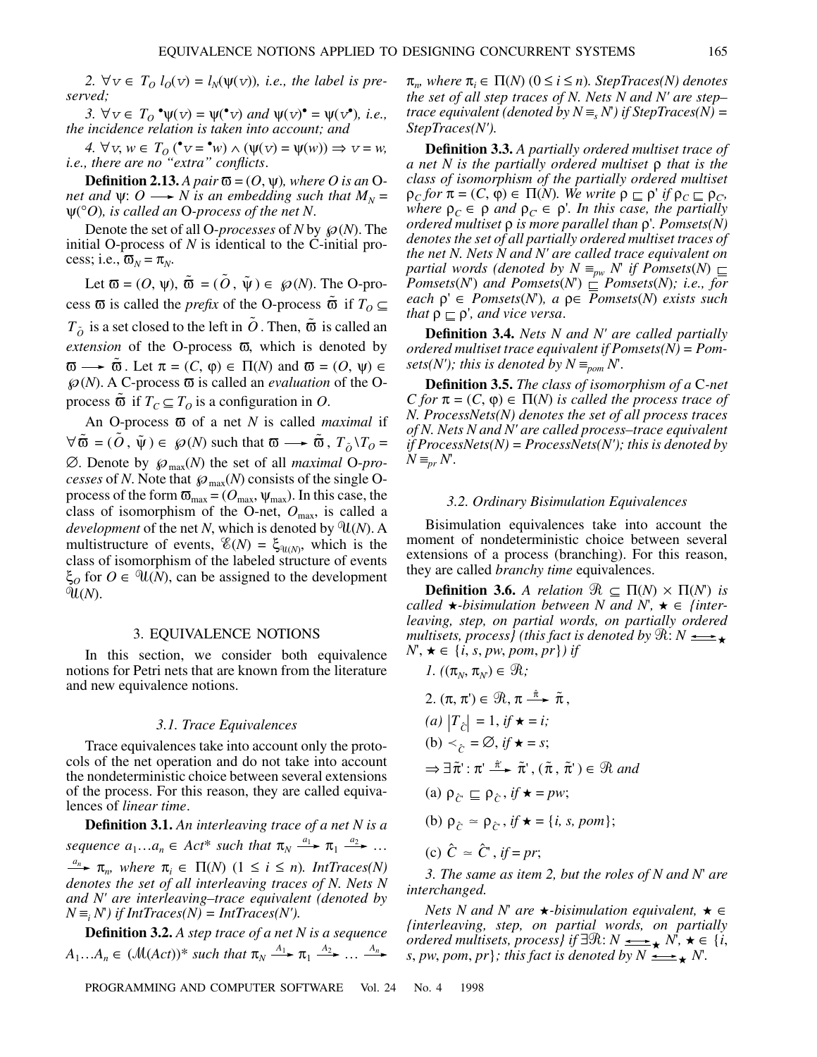*2.* $\forall v \in T_O\ l_O(v) = l_N(\psi(v))$, *i.e., the label is preserved;*

*3.* $\forall v \in T_O\ {}^\bullet\psi(v) = \psi({}^\bullet v)$ *and* $\psi(v)^\bullet = \psi(v^\bullet)$, *i.e., the incidence relation is taken into account; and*

*4.* $\forall v, w \in T_O\ ({}^\bullet v = {}^\bullet w) \wedge (\psi(v) = \psi(w)) \Rightarrow v = w$, *i.e., there are no "extra" conflicts.*

**Definition 2.13.** *A pair* $\varpi = (O, \psi)$, *where O is an* O-*net and* $\psi: O \longrightarrow N$ *is an embedding such that* $M_N = \psi({}^\circ O)$, *is called an* O*-process of the net N.*

Denote the set of all O-*processes* of $N$ by $\wp(N)$. The initial O-process of $N$ is identical to the C-initial process; i.e., $\varpi_N = \pi_N$.

Let $\varpi = (O, \psi)$, $\tilde{\varpi} = (\tilde{O}, \tilde{\psi}) \in \wp(N)$. The O-process $\varpi$ is called the *prefix* of the O-process $\tilde{\varpi}$ if $T_O \subseteq T_{\tilde{O}}$ is a set closed to the left in $\tilde{O}$. Then, $\tilde{\varpi}$ is called an *extension* of the O-process $\varpi$, which is denoted by $\varpi \longrightarrow \tilde{\varpi}$. Let $\pi = (C, \varphi) \in \Pi(N)$ and $\varpi = (O, \psi) \in \wp(N)$. A C-process $\varpi$ is called an *evaluation* of the O-process $\tilde{\varpi}$ if $T_C \subseteq T_O$ is a configuration in $O$.

An O-process $\varpi$ of a net $N$ is called *maximal* if $\forall \tilde{\varpi} = (\tilde{O}, \tilde{\psi}) \in \wp(N)$ such that $\varpi \longrightarrow \tilde{\varpi}$, $T_{\tilde{O}} \backslash T_O = \varnothing$. Denote by $\wp_{\max}(N)$ the set of all *maximal* O-*processes* of $N$. Note that $\wp_{\max}(N)$ consists of the single O-process of the form $\varpi_{\max} = (O_{\max}, \psi_{\max})$. In this case, the class of isomorphism of the O-net, $O_{\max}$, is called a *development* of the net $N$, which is denoted by $\mathcal{U}(N)$. A multistructure of events, $\mathcal{E}(N) = \xi_{\mathcal{U}(N)}$, which is the class of isomorphism of the labeled structure of events $\xi_O$ for $O \in \mathcal{U}(N)$, can be assigned to the development $\mathcal{U}(N)$.

## 3. EQUIVALENCE NOTIONS

In this section, we consider both equivalence notions for Petri nets that are known from the literature and new equivalence notions.

### *3.1. Trace Equivalences*

Trace equivalences take into account only the protocols of the net operation and do not take into account the nondeterministic choice between several extensions of the process. For this reason, they are called equivalences of *linear time*.

**Definition 3.1.** *An interleaving trace of a net N is a sequence* $a_1 \ldots a_n \in Act^*$ *such that* $\pi_N \xrightarrow{a_1} \pi_1 \xrightarrow{a_2} \ldots \xrightarrow{a_n} \pi_n$, *where* $\pi_i \in \Pi(N)$ $(1 \le i \le n)$. *IntTraces(N) denotes the set of all interleaving traces of N. Nets N and N' are interleaving–trace equivalent (denoted by* $N \equiv_i N'$*) if IntTraces(N) = IntTraces(N').*

**Definition 3.2.** *A step trace of a net N is a sequence* $A_1 \ldots A_n \in (\mathcal{M}(Act))^*$ *such that* $\pi_N \xrightarrow{A_1} \pi_1 \xrightarrow{A_2} \ldots \xrightarrow{A_n} \pi_n$, *where* $\pi_i \in \Pi(N)$ $(0 \le i \le n)$. *StepTraces(N) denotes the set of all step traces of N. Nets N and N' are step–trace equivalent (denoted by* $N \equiv_s N'$*) if StepTraces(N) = StepTraces(N').*

**Definition 3.3.** *A partially ordered multiset trace of a net N is the partially ordered* $\rho$ *that is the class of isomorphism of the partially ordered multiset* $\rho_C$ *for* $\pi = (C, \varphi) \in \Pi(N)$. *We write* $\rho \sqsubseteq \rho'$ *if* $\rho_C \sqsubseteq \rho_{C'}$, *where* $\rho_C \in \rho$ *and* $\rho_{C'} \in \rho'$. *In this case, the partially ordered multiset* $\rho$ *is more parallel than* $\rho'$. *Pomsets(N) denotes the set of all partially ordered multiset traces of the net N. Nets N and N' are called trace equivalent on partial words (denoted by* $N \equiv_{pw} N'$ *if Pomsets(N)* $\sqsubseteq$ *Pomsets(N') and Pomsets(N')* $\sqsubseteq$ *Pomsets(N); i.e., for each* $\rho' \in$ *Pomsets(N'), a* $\rho \in$ *Pomsets(N) exists such that* $\rho \sqsubseteq \rho'$, *and vice versa.*

**Definition 3.4.** *Nets N and N' are called partially ordered multiset trace equivalent if Pomsets(N) = Pomsets(N'); this is denoted by* $N \equiv_{pom} N'$.

**Definition 3.5.** *The class of isomorphism of a* C*-net C for* $\pi = (C, \varphi) \in \Pi(N)$ *is called the process trace of N. ProcessNets(N) denotes the set of all process traces of N. Nets N and N' are called process–trace equivalent if ProcessNets(N) = ProcessNets(N'); this is denoted by* $N \equiv_{pr} N'$.

### *3.2. Ordinary Bisimulation Equivalences*

Bisimulation equivalences take into account the moment of nondeterministic choice between several extensions of a process (branching). For this reason, they are called *branchy time* equivalences.

**Definition 3.6.** *A relation* $\mathcal{R} \subseteq \Pi(N) \times \Pi(N')$ *is called* $\star$*-bisimulation between N and N',* $\star \in$ *{interleaving, step, on partial words, on partially ordered multisets, process} (this fact is denoted by* $\mathcal{R}: N \leftrightarrow_\star N'$, $\star \in \{i, s, pw, pom, pr\}$*) if*

*1.* $((\pi_N, \pi_{N'}) \in \mathcal{R}$*;*

2\. $(\pi, \pi') \in \mathcal{R}$, $\pi \xrightarrow{\hat{\pi}} \tilde{\pi}$,

*(a)* $|T_{\hat{C}}| = 1$, *if* $\star = i$*;*

(b) $\prec_{\hat{C}} = \varnothing$, *if* $\star = s$;

$\Rightarrow \exists \tilde{\pi}': \pi' \xrightarrow{\hat{\pi}'} \tilde{\pi}'$, $(\tilde{\pi}, \tilde{\pi}') \in \mathcal{R}$ *and*

(a) $\rho_{\hat{C}'} \sqsubseteq \rho_{\hat{C}}$, *if* $\star = pw$;

(b) $\rho_{\hat{C}} \simeq \rho_{\hat{C}'}$, *if* $\star = \{i, s, pom\}$;

(c) $\hat{C} \simeq \hat{C}'$, *if* $= pr$;

*3. The same as item 2, but the roles of N and N' are interchanged.*

*Nets N and N' are* $\star$*-bisimulation equivalent,* $\star \in$ *{interleaving, step, on partial words, on partially ordered multisets, process} if* $\exists \mathcal{R}: N \leftrightarrow_\star N'$, $\star \in \{i, s, pw, pom, pr\}$*; this fact is denoted by* $N \leftrightarrow_\star N'$.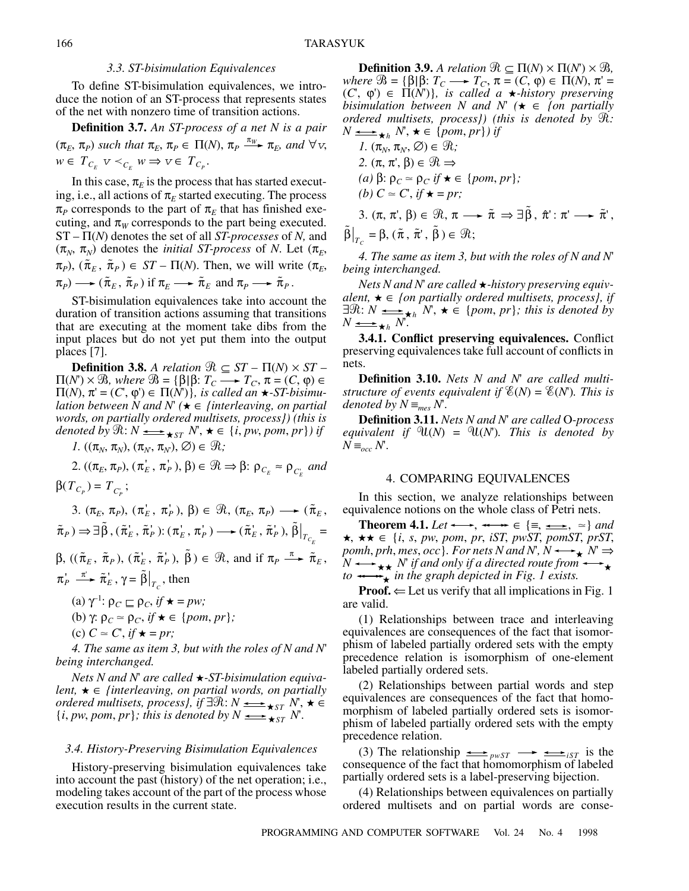### 3.3. ST-bisimulation Equivalences

To define ST-bisimulation equivalences, we introduce the notion of an ST-process that represents states of the net with nonzero time of transition actions.

**Definition 3.7.** *An ST-process of a net N is a pair* $(\pi_E, \pi_P)$ *such that* $\pi_E, \pi_P \in \Pi(N)$, $\pi_P \xrightarrow{\pi_W} \pi_E$, *and* $\forall v, w \in T_{C_E}\ v \prec_{C_E} w \Rightarrow v \in T_{C_P}$.

In this case, $\pi_E$ is the process that has started executing, i.e., all actions of $\pi_E$ started executing. The process $\pi_P$ corresponds to the part of $\pi_E$ that has finished executing, and $\pi_W$ corresponds to the part being executed. $ST-\Pi(N)$ denotes the set of all *ST-processes* of *N*, and $(\pi_N, \pi_N)$ denotes the *initial ST-process* of *N*. Let $(\pi_E, \pi_P), (\tilde{\pi}_E, \tilde{\pi}_P) \in ST-\Pi(N)$. Then, we will write $(\pi_E, \pi_P) \longrightarrow (\tilde{\pi}_E, \tilde{\pi}_P)$ if $\pi_E \longrightarrow \tilde{\pi}_E$ and $\pi_P \longrightarrow \tilde{\pi}_P$.

ST-bisimulation equivalences take into account the duration of transition actions assuming that transitions that are executing at the moment take dibs from the input places but do not yet put them into the output places [7].

**Definition 3.8.** *A relation* $\mathcal{R} \subseteq ST-\Pi(N) \times ST-\Pi(N') \times \mathcal{B}$, *where* $\mathcal{B} = \{\beta \mid \beta: T_C \longrightarrow T_{C'}, \pi = (C, \varphi) \in \Pi(N), \pi' = (C', \varphi') \in \Pi(N')\}$, *is called an* $\star$*-ST-bisimulation between N and N'* ($\star \in$ *{interleaving, on partial words, on partially ordered multisets, process}) (this is denoted by* $\mathcal{R}: N \underline{\leftrightarrow}_{\star ST} N'$, $\star \in \{i, pw, pom, pr\}$) *if*

*1.* $((\pi_N, \pi_N), (\pi_{N'}, \pi_{N'}), \varnothing) \in \mathcal{R}$;

2. $((\pi_E, \pi_P), (\pi'_E, \pi'_P), \beta) \in \mathcal{R} \Rightarrow \beta: \rho_{C_E} \approx \rho_{C'_E}$ *and* $\beta(T_{C_P}) = T_{C'_P}$;

3. $(\pi_E, \pi_P), (\pi'_E, \pi'_P), \beta) \in \mathcal{R}$, $(\pi_E, \pi_P) \longrightarrow (\tilde{\pi}_E, \tilde{\pi}_P) \Rightarrow \exists \tilde{\beta}, (\tilde{\pi}'_E, \tilde{\pi}'_P): (\pi'_E, \pi'_P) \longrightarrow (\tilde{\pi}'_E, \tilde{\pi}'_P), \tilde{\beta}|_{T_{C_E}} = \beta$, $((\tilde{\pi}_E, \tilde{\pi}_P), (\tilde{\pi}'_E, \tilde{\pi}'_P), \tilde{\beta}) \in \mathcal{R}$, and if $\pi_P \xrightarrow{\pi} \tilde{\pi}_E$, $\pi'_P \xrightarrow{\pi'} \tilde{\pi}'_E$, $\gamma = \tilde{\beta}|_{T_C}$, then

(a) $\gamma^{-1}: \rho_{C'} \sqsubseteq \rho_C$, *if* $\star = pw$;

(b) $\gamma: \rho_C \simeq \rho_{C'}$, *if* $\star \in \{pom, pr\}$;

(c) $C \simeq C'$, *if* $\star = pr$;

*4. The same as item 3, but with the roles of N and N' being interchanged.*

*Nets N and N' are called* $\star$*-ST-bisimulation equivalent,* $\star \in$ *{interleaving, on partial words, on partially ordered multisets, process}, if* $\exists \mathcal{R}: N \underline{\leftrightarrow}_{\star ST} N'$, $\star \in \{i, pw, pom, pr\}$*; this is denoted by* $N \underline{\leftrightarrow}_{\star ST} N'$.

### 3.4. History-Preserving Bisimulation Equivalences

History-preserving bisimulation equivalences take into account the past (history) of the net operation; i.e., modeling takes account of the part of the process whose execution results in the current state.

**Definition 3.9.** *A relation* $\mathcal{R} \subseteq \Pi(N) \times \Pi(N') \times \mathcal{B}$, *where* $\mathcal{B} = \{\beta \mid \beta: T_C \longrightarrow T_{C'}, \pi = (C, \varphi) \in \Pi(N), \pi' = (C', \varphi') \in \Pi(N')\}$, *is called a* $\star$*-history preserving bisimulation between N and N'* ($\star \in$ *{on partially ordered multisets, process}) (this is denoted by* $\mathcal{R}: N \underline{\leftrightarrow}_{\star h} N'$, $\star \in \{pom, pr\}$) *if*

*1.* $(\pi_N, \pi_{N'}, \varnothing) \in \mathcal{R}$;

*2.* $(\pi, \pi', \beta) \in \mathcal{R} \Rightarrow$

*(a)* $\beta: \rho_C \simeq \rho_{C'}$ *if* $\star \in \{pom, pr\}$;

*(b)* $C \simeq C'$, *if* $\star = pr$;

3. $(\pi, \pi', \beta) \in \mathcal{R}$, $\pi \longrightarrow \tilde{\pi} \Rightarrow \exists \tilde{\beta}, \tilde{\pi}': \pi' \longrightarrow \tilde{\pi}'$, $\tilde{\beta}|_{T_C} = \beta$, $(\tilde{\pi}, \tilde{\pi}', \tilde{\beta}) \in \mathcal{R}$;

*4. The same as item 3, but with the roles of N and N' being interchanged.*

*Nets N and N' are called* $\star$*-history preserving equivalent,* $\star \in$ *{on partially ordered multisets, process}, if* $\exists \mathcal{R}: N \underline{\leftrightarrow}_{\star h} N'$, $\star \in \{pom, pr\}$*; this is denoted by* $N \underline{\leftrightarrow}_{\star h} N'$.

**3.4.1. Conflict preserving equivalences.** Conflict preserving equivalences take full account of conflicts in nets.

**Definition 3.10.** *Nets N and N' are called multi-structure of events equivalent if* $\mathscr{E}(N) = \mathscr{E}(N')$. *This is denoted by* $N \equiv_{mes} N'$.

**Definition 3.11.** *Nets N and N' are called* O*-process equivalent if* $\mathscr{U}(N) = \mathscr{U}(N')$. *This is denoted by* $N \equiv_{occ} N'$.

## 4. COMPARING EQUIVALENCES

In this section, we analyze relationships between equivalence notions on the whole class of Petri nets.

**Theorem 4.1.** *Let* $\leftrightarrow, \leftrightarrow\!\!\!\leftrightarrow \in \{\equiv, \underline{\leftrightarrow}, \simeq\}$ *and* $\star, \star\star \in \{i, s, pw, pom, pr, iST, pwST, pomST, prST, pomh, prh, mes, occ\}$. *For nets N and N',* $N \leftrightarrow_{\star} N' \Rightarrow N \leftrightarrow\!\!\!\leftrightarrow_{\star\star} N'$ *if and only if a directed route from* $\leftrightarrow_{\star}$ *to* $\leftrightarrow\!\!\!\leftrightarrow_{\star\star}$ *in the graph depicted in Fig. 1 exists.*

**Proof.** $\Leftarrow$ Let us verify that all implications in Fig. 1 are valid.

(1) Relationships between trace and interleaving equivalences are consequences of the fact that isomorphism of labeled partially ordered sets with the empty precedence relation is isomorphism of one-element labeled partially ordered sets.

(2) Relationships between partial words and step equivalences are consequences of the fact that homomorphism of labeled partially ordered sets is isomorphism of labeled partially ordered sets with the empty precedence relation.

(3) The relationship $\underline{\leftrightarrow}_{pwST} \longrightarrow \underline{\leftrightarrow}_{iST}$ is the consequence of the fact that homomorphism of labeled partially ordered sets is a label-preserving bijection.

(4) Relationships between equivalences on partially ordered multisets and on partial words are conse-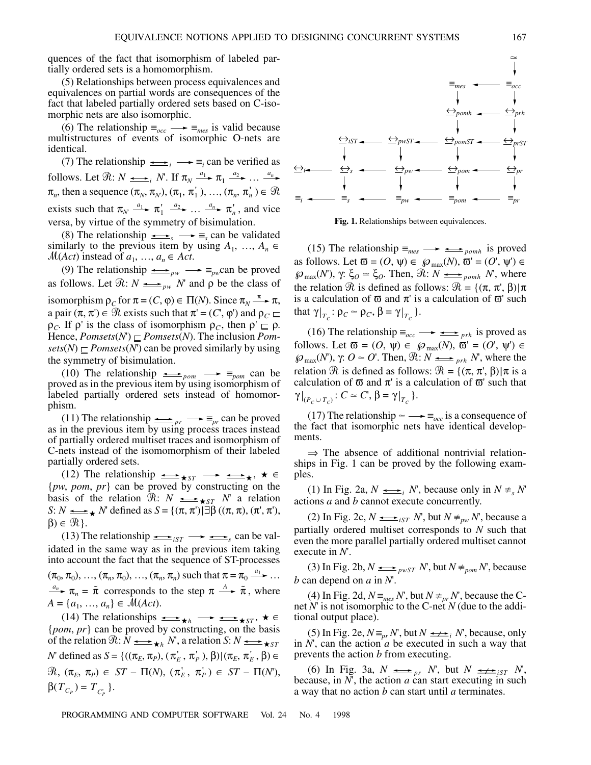quences of the fact that isomorphism of labeled partially ordered sets is a homomorphism.

(5) Relationships between process equivalences and equivalences on partial words are consequences of the fact that labeled partially ordered sets based on C-isomorphic nets are also isomorphic.

(6) The relationship $\equiv_{occ} \longrightarrow \equiv_{mes}$ is valid because multistructures of events of isomorphic O-nets are identical.

(7) The relationship $\underline{\leftrightarrow}_i \longrightarrow \equiv_i$ can be verified as follows. Let $\mathcal{R}$: $N \underline{\leftrightarrow}_i N'$. If $\pi_N \xrightarrow{a_1} \pi_1 \xrightarrow{a_2} \ldots \xrightarrow{a_n} \pi_n$, then a sequence $(\pi_N, \pi_{N'}), (\pi_1, \pi_1'), \ldots, (\pi_n, \pi_n') \in \mathcal{R}$ exists such that $\pi_{N'} \xrightarrow{a_1} \pi_1' \xrightarrow{a_2} \ldots \xrightarrow{a_n} \pi_n'$, and vice versa, by virtue of the symmetry of bisimulation.

(8) The relationship $\underline{\leftrightarrow}_s \longrightarrow \equiv_s$ can be validated similarly to the previous item by using $A_1, \ldots, A_n \in \mathcal{M}(Act)$ instead of $a_1, \ldots, a_n \in Act$.

(9) The relationship $\underline{\leftrightarrow}_{pw} \longrightarrow \equiv_{pw}$ can be proved as follows. Let $\mathcal{R}$: $N \underline{\leftrightarrow}_{pw} N'$ and $\rho$ be the class of isomorphism $\rho_C$ for $\pi = (C, \varphi) \in \Pi(N)$. Since $\pi_N \xrightarrow{\pi} \pi$, a pair $(\pi, \pi') \in \mathcal{R}$ exists such that $\pi' = (C', \varphi')$ and $\rho_{C'} \sqsubseteq \rho_C$. If $\rho'$ is the class of isomorphism $\rho_{C'}$, then $\rho' \sqsubseteq \rho$. Hence, $Pomsets(N') \sqsubseteq Pomsets(N)$. The inclusion $Pomsets(N) \sqsubseteq Pomsets(N')$ can be proved similarly by using the symmetry of bisimulation.

(10) The relationship $\underline{\leftrightarrow}_{pom} \longrightarrow \equiv_{pom}$ can be proved as in the previous item by using isomorphism of labeled partially ordered sets instead of homomorphism.

(11) The relationship $\underline{\leftrightarrow}_{pr} \longrightarrow \equiv_{pr}$ can be proved as in the previous item by using process traces instead of partially ordered multiset traces and isomorphism of C-nets instead of the isomomorphism of their labeled partially ordered sets.

(12) The relationship $\underline{\leftrightarrow}_{\star ST} \longrightarrow \underline{\leftrightarrow}_{\star}$, $\star \in \{pw, pom, pr\}$ can be proved by constructing on the basis of the relation $\mathcal{R}$: $N \underline{\leftrightarrow}_{\star ST} N'$ a relation $S$: $N \underline{\leftrightarrow}_{\star} N'$ defined as $S = \{(\pi, \pi') | \exists \beta \; ((\pi, \pi), (\pi', \pi'), \beta) \in \mathcal{R}\}$.

(13) The relationship $\underline{\leftrightarrow}_{iST} \longrightarrow \underline{\leftrightarrow}_s$ can be validated in the same way as in the previous item taking into account the fact that the sequence of ST-processes $(\pi_0, \pi_0), \ldots, (\pi_n, \pi_0), \ldots, (\pi_n, \pi_n)$ such that $\pi = \pi_0 \xrightarrow{a_1} \ldots \xrightarrow{a_n} \pi_n = \tilde{\pi}$ corresponds to the step $\pi \xrightarrow{A} \tilde{\pi}$, where $A = \{a_1, \ldots, a_n\} \in \mathcal{M}(Act)$.

(14) The relationships $\underline{\leftrightarrow}_{\star h} \longrightarrow \underline{\leftrightarrow}_{\star ST}$, $\star \in \{pom, pr\}$ can be proved by constructing, on the basis of the relation $\mathcal{R}$: $N \underline{\leftrightarrow}_{\star h} N'$, a relation $S$: $N \underline{\leftrightarrow}_{\star ST} N'$ defined as $S = \{((\pi_E, \pi_P), (\pi_E', \pi_P'), \beta) | (\pi_E, \pi_E', \beta) \in \mathcal{R}, (\pi_E, \pi_P) \in ST-\Pi(N), (\pi_E', \pi_P') \in ST-\Pi(N'), \beta(T_{C_P}) = T_{C_P'}\}$.

Fig. 1. Relationships between equivalences.

(15) The relationship $\equiv_{mes} \longrightarrow \underline{\leftrightarrow}_{pomh}$ is proved as follows. Let $\varpi = (O, \psi) \in \wp_{\max}(N)$, $\varpi' = (O', \psi') \in \wp_{\max}(N')$, $\gamma$: $\xi_O \simeq \xi_{O'}$. Then, $\mathcal{R}$: $N \underline{\leftrightarrow}_{pomh} N'$, where the relation $\mathcal{R}$ is defined as follows: $\mathcal{R} = \{(\pi, \pi', \beta) | \pi$ is a calculation of $\varpi$ and $\pi'$ is a calculation of $\varpi'$ such that $\gamma|_{T_C}: \rho_C \simeq \rho_{C'}, \beta = \gamma|_{T_C}\}$.

(16) The relationship $\equiv_{occ} \longrightarrow \underline{\leftrightarrow}_{prh}$ is proved as follows. Let $\varpi = (O, \psi) \in \wp_{\max}(N)$, $\varpi' = (O', \psi') \in \wp_{\max}(N')$, $\gamma$: $O \simeq O'$. Then, $\mathcal{R}$: $N \underline{\leftrightarrow}_{prh} N'$, where the relation $\mathcal{R}$ is defined as follows: $\mathcal{R} = \{(\pi, \pi', \beta) | \pi$ is a calculation of $\varpi$ and $\pi'$ is a calculation of $\varpi'$ such that $\gamma|_{(P_C \cup T_C)}: C \simeq C', \beta = \gamma|_{T_C}\}$.

(17) The relationship $\simeq \longrightarrow \equiv_{occ}$ is a consequence of the fact that isomorphic nets have identical developments.

$\Rightarrow$ The absence of additional nontrivial relationships in Fig. 1 can be proved by the following examples.

(1) In Fig. 2a, $N \underline{\leftrightarrow}_i N'$, because only in $N \not\equiv_s N'$ actions $a$ and $b$ cannot execute concurrently.

(2) In Fig. 2c, $N \underline{\leftrightarrow}_{iST} N'$, but $N \not\equiv_{pw} N'$, because a partially ordered multiset corresponds to $N$ such that even the more parallel partially ordered multiset cannot execute in $N'$.

(3) In Fig. 2b, $N \underline{\leftrightarrow}_{pwST} N'$, but $N \not\equiv_{pom} N'$, because $b$ can depend on $a$ in $N'$.

(4) In Fig. 2d, $N \equiv_{mes} N'$, but $N \not\equiv_{pr} N'$, because the C-net $N'$ is not isomorphic to the C-net $N$ (due to the additional output place).

(5) In Fig. 2e, $N \equiv_{pr} N'$, but $N \not\underline{\leftrightarrow}_i N'$, because, only in $N'$, can the action $a$ be executed in such a way that prevents the action $b$ from executing.

(6) In Fig. 3a, $N \underline{\leftrightarrow}_{pr} N'$, but $N \not\underline{\leftrightarrow}_{iST} N'$, because, in $N'$, the action $a$ can start executing in such a way that no action $b$ can start until $a$ terminates.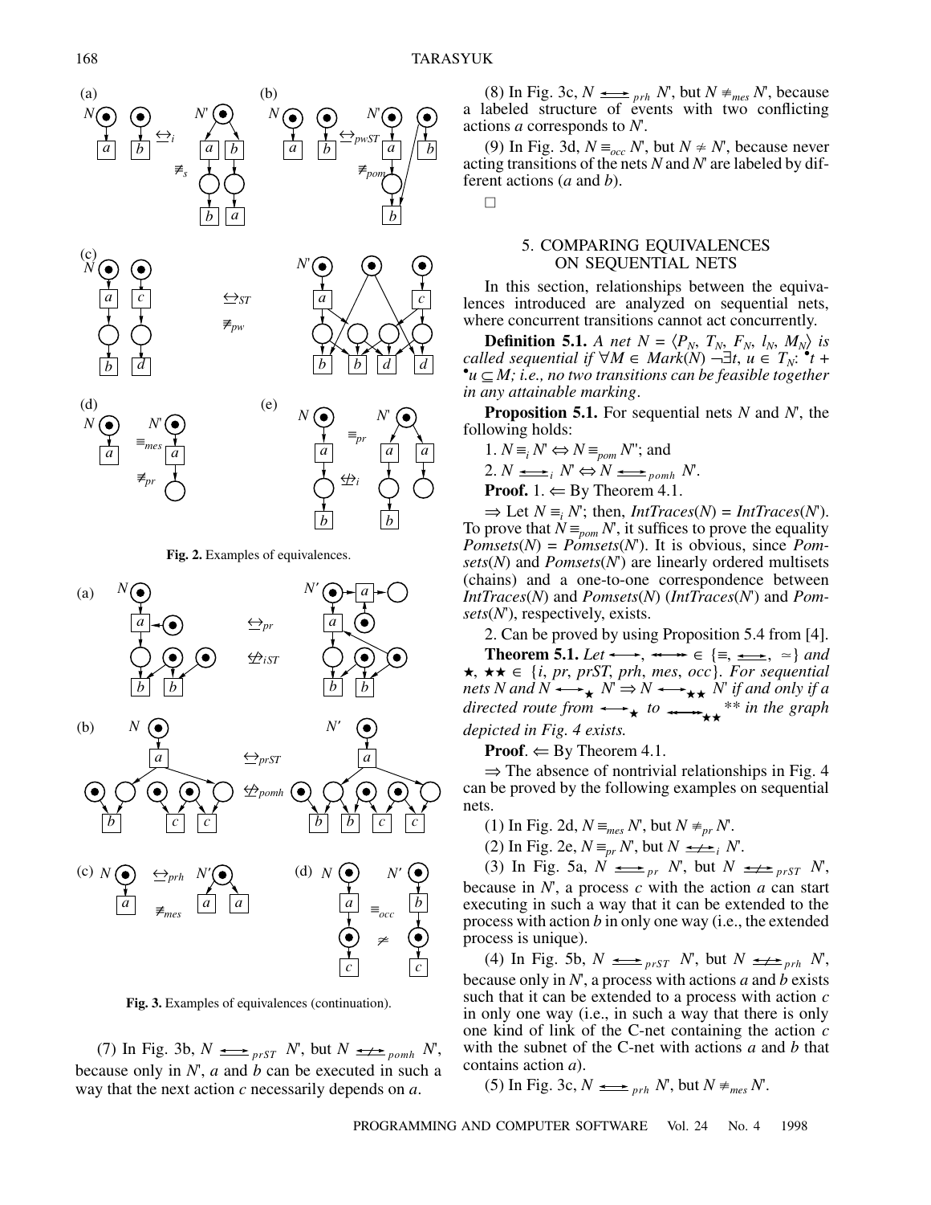Fig. 2. Examples of equivalences.

Fig. 3. Examples of equivalences (continuation).

(7) In Fig. 3b, $N \underleftrightarrow{\quad}_{prST} N'$, but $N \not\underleftrightarrow{\quad}_{pomh} N'$, because only in $N'$, $a$ and $b$ can be executed in such a way that the next action $c$ necessarily depends on $a$.

(8) In Fig. 3c, $N \underleftrightarrow{\quad}_{prh} N'$, but $N \not\equiv_{mes} N'$, because a labeled structure of events with two conflicting actions $a$ corresponds to $N'$.

(9) In Fig. 3d, $N \equiv_{occ} N'$, but $N \not\simeq N'$, because never acting transitions of the nets $N$ and $N'$ are labeled by different actions ($a$ and $b$).

□

## 5. COMPARING EQUIVALENCES ON SEQUENTIAL NETS

In this section, relationships between the equivalences introduced are analyzed on sequential nets, where concurrent transitions cannot act concurrently.

**Definition 5.1.** *A net $N = \langle P_N, T_N, F_N, l_N, M_N \rangle$ is called sequential if $\forall M \in Mark(N)\ \neg\exists t, u \in T_N$: ${}^\bullet t + {}^\bullet u \subseteq M$; i.e., no two transitions can be feasible together in any attainable marking*.

**Proposition 5.1.** For sequential nets $N$ and $N'$, the following holds:

1. $N \equiv_i N' \Leftrightarrow N \equiv_{pom} N'$; and

2. $N \underleftrightarrow{\quad}_i N' \Leftrightarrow N \underleftrightarrow{\quad}_{pomh} N'$.

**Proof.** 1. $\Leftarrow$ By Theorem 4.1.

$\Rightarrow$ Let $N \equiv_i N'$; then, $IntTraces(N) = IntTraces(N')$. To prove that $N \equiv_{pom} N'$, it suffices to prove the equality $Pomsets(N) = Pomsets(N')$. It is obvious, since $Pomsets(N)$ and $Pomsets(N')$ are linearly ordered multisets (chains) and a one-to-one correspondence between $IntTraces(N)$ and $Pomsets(N)$ ($IntTraces(N')$ and $Pomsets(N')$, respectively, exists.

2. Can be proved by using Proposition 5.4 from [4].

**Theorem 5.1.** *Let $\longleftrightarrow, \longleftrightarrow \in \{\equiv, \underleftrightarrow{\quad}, \simeq\}$ and $\star, \star\star \in \{i, pr, prST, prh, mes, occ\}$. For sequential nets $N$ and $N'$ $N \longleftrightarrow_\star N' \Rightarrow N \longleftrightarrow_{\star\star} N'$ if and only if a directed route from $\longleftrightarrow_\star$ to $\longleftrightarrow_{\star\star}$ in the graph depicted in Fig. 4 exists.*

**Proof**. $\Leftarrow$ By Theorem 4.1.

$\Rightarrow$ The absence of nontrivial relationships in Fig. 4 can be proved by the following examples on sequential nets.

(1) In Fig. 2d, $N \equiv_{mes} N'$, but $N \not\equiv_{pr} N'$.

(2) In Fig. 2e, $N \equiv_{pr} N'$, but $N \not\underleftrightarrow{\quad}_i N'$.

(3) In Fig. 5a, $N \underleftrightarrow{\quad}_{pr} N'$, but $N \not\underleftrightarrow{\quad}_{prST} N'$, because in $N'$, a process $c$ with the action $a$ can start executing in such a way that it can be extended to the process with action $b$ in only one way (i.e., the extended process is unique).

(4) In Fig. 5b, $N \underleftrightarrow{\quad}_{prST} N'$, but $N \not\underleftrightarrow{\quad}_{prh} N'$, because only in $N'$, a process with actions $a$ and $b$ exists such that it can be extended to a process with action $c$ in only one way (i.e., in such a way that there is only one kind of link of the C-net containing the action $c$ with the subnet of the C-net with actions $a$ and $b$ that contains action $a$).

(5) In Fig. 3c, $N \underleftrightarrow{\quad}_{prh} N'$, but $N \not\equiv_{mes} N'$.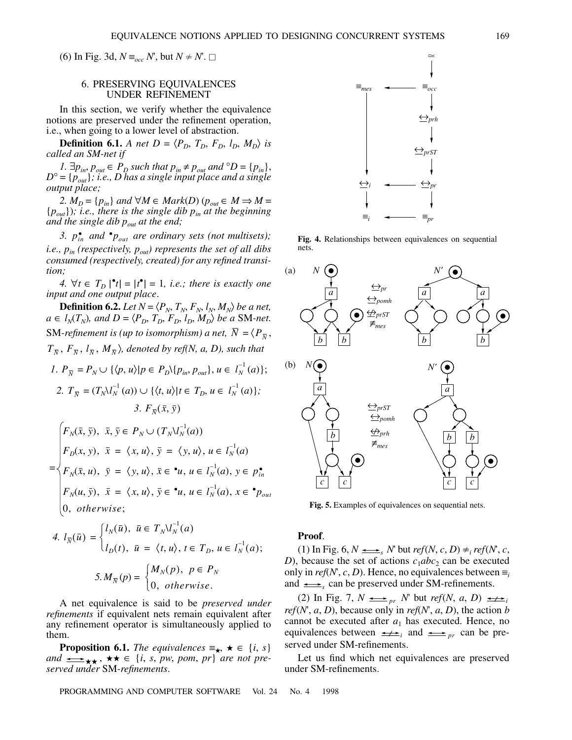(6) In Fig. 3d, $N \equiv_{occ} N'$, but $N \neq N'$. □

## 6. PRESERVING EQUIVALENCES UNDER REFINEMENT

In this section, we verify whether the equivalence notions are preserved under the refinement operation, i.e., when going to a lower level of abstraction.

**Definition 6.1.** *A net $D = \langle P_D, T_D, F_D, l_D, M_D\rangle$ is called an SM-net if*

*1. $\exists p_{in}, p_{out} \in P_D$ such that $p_{in} \neq p_{out}$ and ${}^{\circ}D = \{p_{in}\}$, $D^{\circ} = \{p_{out}\}$; i.e., D has a single input place and a single output place;*

*2. $M_D = \{p_{in}\}$ and $\forall M \in Mark(D)$ $(p_{out} \in M \Rightarrow M = \{p_{out}\})$; i.e., there is the single dib $p_{in}$ at the beginning and the single dib $p_{out}$ at the end;*

*3. $p_{in}^{\bullet}$ and ${}^{\bullet}p_{out}$ are ordinary sets (not multisets); i.e., $p_{in}$ (respectively, $p_{out}$) represents the set of all dibs consumed (respectively, created) for any refined transition;*

*4. $\forall t \in T_D$ $|{}^{\bullet}t| = |t^{\bullet}| = 1$, i.e.; there is exactly one input and one output place.*

**Definition 6.2.** *Let $N = \langle P_N, T_N, F_N, l_N, M_N\rangle$ be a net, $a \in l_N(T_N)$, and $D = \langle P_D, T_D, F_D, l_D, M_D\rangle$ be a SM-net. SM-refinement is (up to isomorphism) a net, $\overline{N} = \langle P_{\overline{N}}, T_{\overline{N}}, F_{\overline{N}}, l_{\overline{N}}, M_{\overline{N}}\rangle$, denoted by ref(N, a, D), such that*

*1.* $P_{\overline{N}} = P_N \cup \{\langle p, u\rangle | p \in P_D \backslash \{p_{in}, p_{out}\}, u \in l_N^{-1}(a)\}$;

*2.* $T_{\overline{N}} = (T_N \backslash l_N^{-1}(a)) \cup \{\langle t, u\rangle | t \in T_D, u \in l_N^{-1}(a)\}$;

*3.* $F_{\overline{N}}(\bar{x}, \bar{y})$

$$= \begin{cases} F_N(\bar{x}, \bar{y}), & \bar{x}, \bar{y} \in P_N \cup (T_N \backslash l_N^{-1}(a)) \\ F_D(x, y), & \bar{x} = \langle x, u\rangle,\ \bar{y} = \langle y, u\rangle,\ u \in l_N^{-1}(a) \\ F_N(\bar{x}, u), & \bar{y} = \langle y, u\rangle,\ \bar{x} \in {}^{\bullet}u,\ u \in l_N^{-1}(a),\ y \in p_{in}^{\bullet} \\ F_N(u, \bar{y}), & \bar{x} = \langle x, u\rangle,\ \bar{y} \in {}^{\bullet}u,\ u \in l_N^{-1}(a),\ x \in {}^{\bullet}p_{out} \\ 0, & otherwise; \end{cases}$$

*4.* $l_{\overline{N}}(\bar{u}) = \begin{cases} l_N(\bar{u}), & \bar{u} \in T_N \backslash l_N^{-1}(a) \\ l_D(t), & \bar{u} = \langle t, u\rangle,\ t \in T_D,\ u \in l_N^{-1}(a); \end{cases}$

*5.* $M_{\overline{N}}(p) = \begin{cases} M_N(p), & p \in P_N \\ 0, & otherwise. \end{cases}$

A net equivalence is said to be *preserved under refinements* if equivalent nets remain equivalent after any refinement operator is simultaneously applied to them.

**Proposition 6.1.** *The equivalences $\equiv_{\star}$, $\star \in \{i, s\}$ and $\underline{\leftrightarrow}_{\star\star}$, $\star\star \in \{i, s, pw, pom, pr\}$ are not preserved under SM-refinements.*

Fig. 4. Relationships between equivalences on sequential nets.

Fig. 5. Examples of equivalences on sequential nets.

**Proof**.

(1) In Fig. 6, $N \underline{\leftrightarrow}_s N'$ but $ref(N, c, D) \not\equiv_i ref(N', c, D)$, because the set of actions $c_1abc_2$ can be executed only in $ref(N', c, D)$. Hence, no equivalences between $\equiv_i$ and $\underline{\leftrightarrow}_s$ can be preserved under SM-refinements.

(2) In Fig. 7, $N \underline{\leftrightarrow}_{pr} N'$ but $ref(N, a, D) \not\underline{\leftrightarrow}_i ref(N', a, D)$, because only in $ref(N', a, D)$, the action $b$ cannot be executed after $a_1$ has executed. Hence, no equivalences between $\not\underline{\leftrightarrow}_i$ and $\underline{\leftrightarrow}_{pr}$ can be preserved under SM-refinements.

Let us find which net equivalences are preserved under SM-refinements.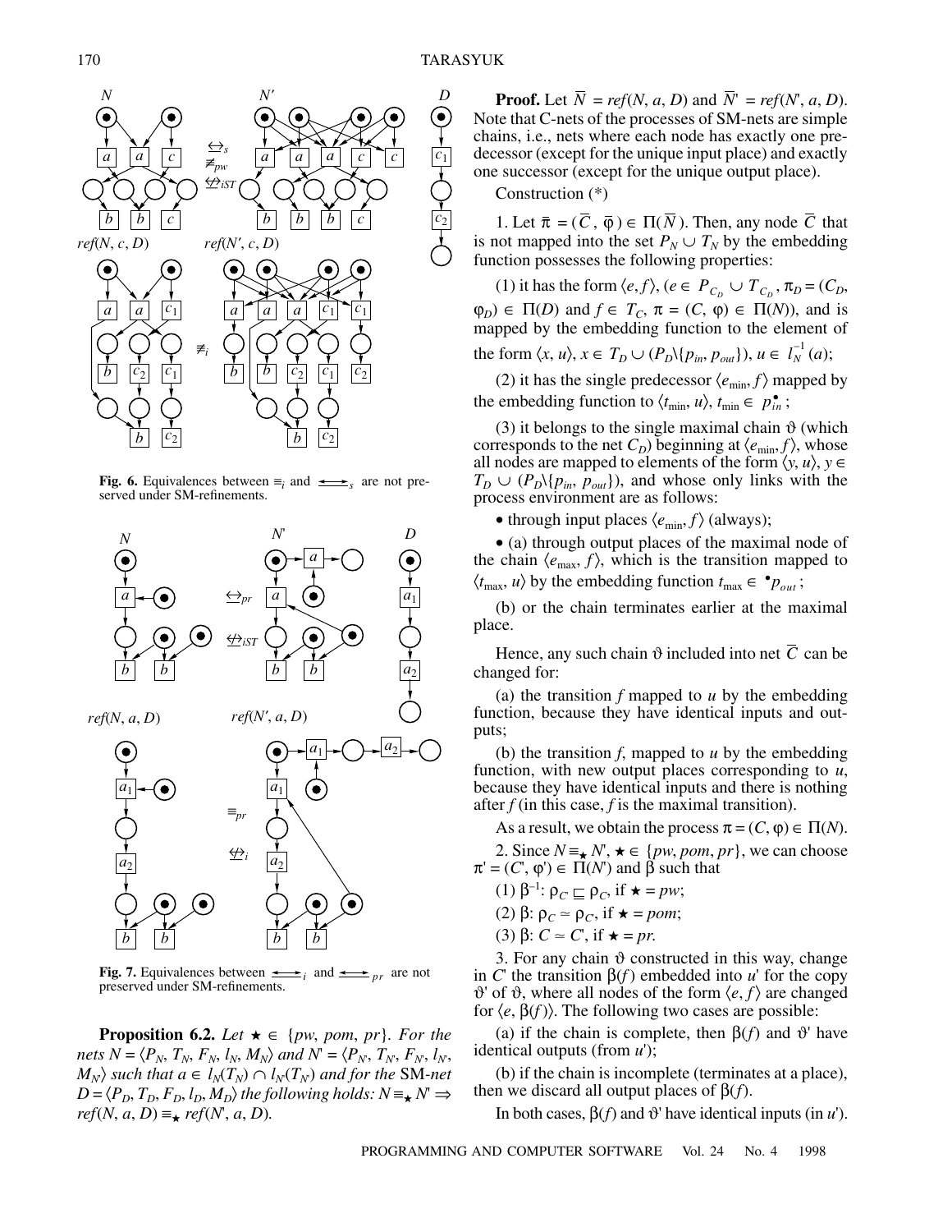**Fig. 6.** Equivalences between $\equiv_i$ and $\underline{\leftrightarrow}_s$ are not preserved under SM-refinements.

**Fig. 7.** Equivalences between $\underline{\leftrightarrow}_i$ and $\underline{\leftrightarrow}_{pr}$ are not preserved under SM-refinements.

**Proposition 6.2.** *Let* $\star \in \{pw, pom, pr\}$. *For the nets* $N = \langle P_N, T_N, F_N, l_N, M_N\rangle$ *and* $N' = \langle P_{N'}, T_{N'}, F_{N'}, l_{N'}, M_{N'}\rangle$ *such that* $a \in l_N(T_N) \cap l_{N'}(T_{N'})$ *and for the* SM-*net* $D = \langle P_D, T_D, F_D, l_D, M_D\rangle$ *the following holds:* $N \equiv_\star N' \Rightarrow ref(N, a, D) \equiv_\star ref(N', a, D)$.

**Proof.** Let $\overline{N} = ref(N, a, D)$ and $\overline{N}' = ref(N', a, D)$. Note that C-nets of the processes of SM-nets are simple chains, i.e., nets where each node has exactly one predecessor (except for the unique input place) and exactly one successor (except for the unique output place).

Construction (*)

1. Let $\bar{\pi} = (\overline{C}, \bar{\varphi}) \in \Pi(\overline{N})$. Then, any node $\overline{C}$ that is not mapped into the set $P_N \cup T_N$ by the embedding function possesses the following properties:

(1) it has the form $\langle e, f\rangle$, ($e \in P_{C_D} \cup T_{C_D}$, $\pi_D = (C_D, \varphi_D) \in \Pi(D)$ and $f \in T_C$, $\pi = (C, \varphi) \in \Pi(N)$), and is mapped by the embedding function to the element of the form $\langle x, u\rangle$, $x \in T_D \cup (P_D\backslash\{p_{in}, p_{out}\})$, $u \in l_N^{-1}(a)$;

(2) it has the single predecessor $\langle e_{\min}, f\rangle$ mapped by the embedding function to $\langle t_{\min}, u\rangle$, $t_{\min} \in p_{in}^\bullet$;

(3) it belongs to the single maximal chain $\vartheta$ (which corresponds to the net $C_D$) beginning at $\langle e_{\min}, f\rangle$, whose all nodes are mapped to elements of the form $\langle y, u\rangle$, $y \in T_D \cup (P_D\backslash\{p_{in}, p_{out}\})$, and whose only links with the process environment are as follows:

- through input places $\langle e_{\min}, f\rangle$ (always);
- (a) through output places of the maximal node of the chain $\langle e_{\max}, f\rangle$, which is the transition mapped to $\langle t_{\max}, u\rangle$ by the embedding function $t_{\max} \in {}^\bullet p_{out}$;

(b) or the chain terminates earlier at the maximal place.

Hence, any such chain $\vartheta$ included into net $\overline{C}$ can be changed for:

(a) the transition $f$ mapped to $u$ by the embedding function, because they have identical inputs and outputs;

(b) the transition $f$, mapped to $u$ by the embedding function, with new output places corresponding to $u$, because they have identical inputs and there is nothing after $f$ (in this case, $f$ is the maximal transition).

As a result, we obtain the process $\pi = (C, \varphi) \in \Pi(N)$.

2. Since $N \equiv_\star N'$, $\star \in \{pw, pom, pr\}$, we can choose $\pi' = (C', \varphi') \in \Pi(N')$ and $\beta$ such that

(1) $\beta^{-1}$: $\rho_{C'} \sqsubseteq \rho_C$, if $\star = pw$;

(2) $\beta$: $\rho_C \simeq \rho_{C'}$, if $\star = pom$;

(3) $\beta$: $C \simeq C'$, if $\star = pr$.

3. For any chain $\vartheta$ constructed in this way, change in $C'$ the transition $\beta(f)$ embedded into $u'$ for the copy $\vartheta'$ of $\vartheta$, where all nodes of the form $\langle e, f\rangle$ are changed for $\langle e, \beta(f)\rangle$. The following two cases are possible:

(a) if the chain is complete, then $\beta(f)$ and $\vartheta'$ have identical outputs (from $u'$);

(b) if the chain is incomplete (terminates at a place), then we discard all output places of $\beta(f)$.

In both cases, $\beta(f)$ and $\vartheta'$ have identical inputs (in $u'$).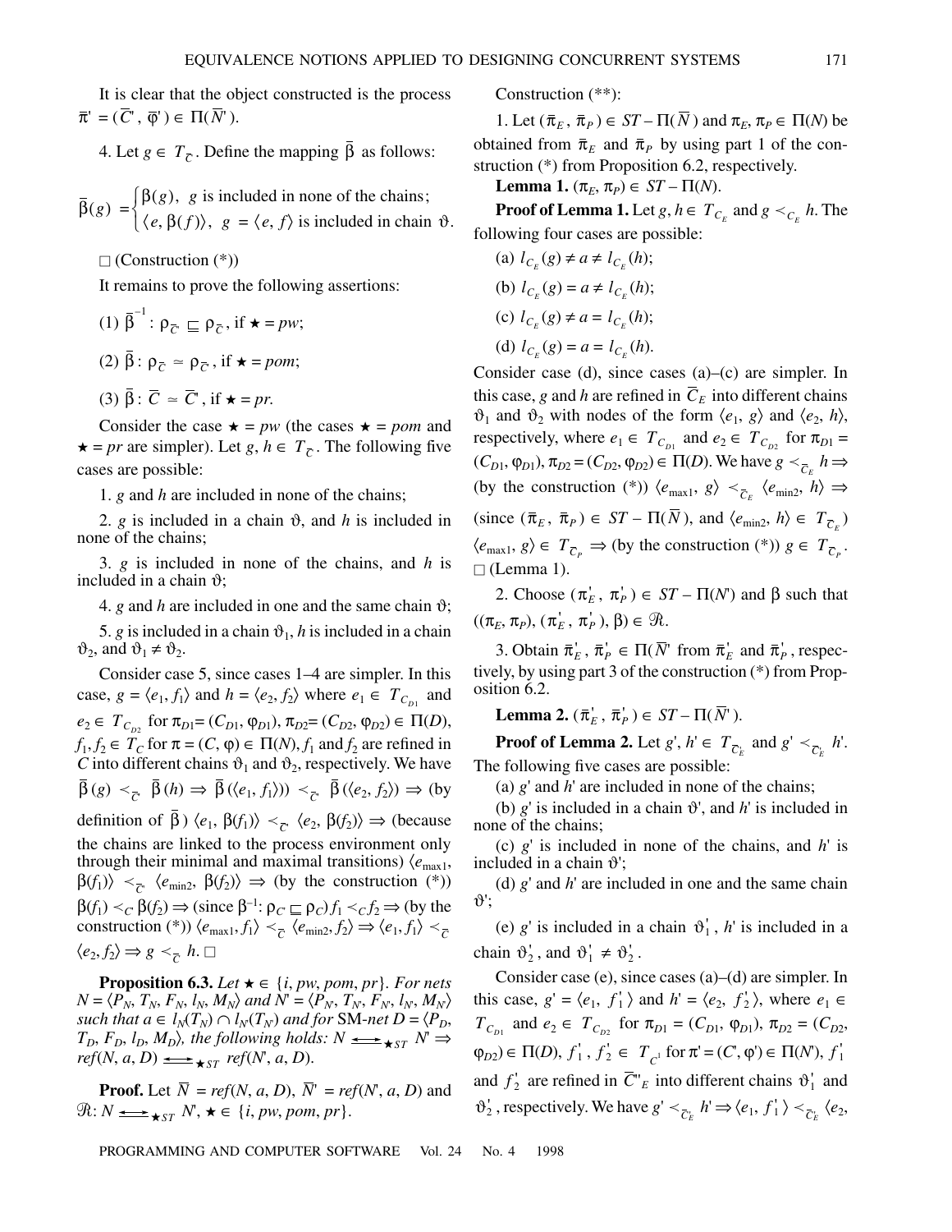It is clear that the object constructed is the process $\bar{\pi}' = (\bar{C}', \bar{\varphi}') \in \Pi(\bar{N}')$.

4. Let $g \in T_{\bar{C}}$. Define the mapping $\bar{\beta}$ as follows:

$$\bar{\beta}(g) = \begin{cases} \beta(g), & g \text{ is included in none of the chains;} \\ \langle e, \beta(f)\rangle, & g = \langle e, f\rangle \text{ is included in chain } \vartheta. \end{cases}$$

□ (Construction (*))

It remains to prove the following assertions:

(1) $\bar{\beta}^{-1}: \rho_{\bar{C}'} \sqsubseteq \rho_{\bar{C}}$, if $\star = pw$;

(2) $\bar{\beta}: \rho_{\bar{C}} \simeq \rho_{\bar{C}'}$, if $\star = pom$;

(3) $\bar{\beta}: \bar{C} \simeq \bar{C}'$, if $\star = pr$.

Consider the case $\star = pw$ (the cases $\star = pom$ and $\star = pr$ are simpler). Let $g, h \in T_{\bar{C}}$. The following five cases are possible:

1. $g$ and $h$ are included in none of the chains;

2. $g$ is included in a chain $\vartheta$, and $h$ is included in none of the chains;

3. $g$ is included in none of the chains, and $h$ is included in a chain $\vartheta$;

4. $g$ and $h$ are included in one and the same chain $\vartheta$;

5. $g$ is included in a chain $\vartheta_1$, $h$ is included in a chain $\vartheta_2$, and $\vartheta_1 \neq \vartheta_2$.

Consider case 5, since cases 1–4 are simpler. In this case, $g = \langle e_1, f_1\rangle$ and $h = \langle e_2, f_2\rangle$ where $e_1 \in T_{C_{D1}}$ and $e_2 \in T_{C_{D2}}$ for $\pi_{D1} = (C_{D1}, \varphi_{D1}), \pi_{D2} = (C_{D2}, \varphi_{D2}) \in \Pi(D)$, $f_1, f_2 \in T_C$ for $\pi = (C, \varphi) \in \Pi(N)$, $f_1$ and $f_2$ are refined in $\bar{C}$ into different chains $\vartheta_1$ and $\vartheta_2$, respectively. We have $\bar{\beta}(g) \prec_{\bar{C}'} \bar{\beta}(h) \Rightarrow \bar{\beta}(\langle e_1, f_1\rangle) \prec_{\bar{C}'} \bar{\beta}(\langle e_2, f_2\rangle) \Rightarrow$ (by definition of $\bar{\beta}$) $\langle e_1, \beta(f_1)\rangle \prec_{\bar{C}'} \langle e_2, \beta(f_2)\rangle \Rightarrow$ (because the chains are linked to the process environment only through their minimal and maximal transitions) $\langle e_{\max 1}, \beta(f_1)\rangle \prec_{\bar{C}'} \langle e_{\min 2}, \beta(f_2)\rangle \Rightarrow$ (by the construction (*)) $\beta(f_1) \prec_{C'} \beta(f_2) \Rightarrow$ (since $\beta^{-1}: \rho_{C'} \sqsubseteq \rho_C$) $f_1 \prec_C f_2 \Rightarrow$ (by the construction (*)) $\langle e_{\max 1}, f_1\rangle \prec_{\bar{C}} \langle e_{\min 2}, f_2\rangle \Rightarrow \langle e_1, f_1\rangle \prec_{\bar{C}} \langle e_2, f_2\rangle \Rightarrow g \prec_{\bar{C}} h$. □

**Proposition 6.3.** *Let $\star \in \{i, pw, pom, pr\}$. For nets $N = \langle P_N, T_N, F_N, l_N, M_N\rangle$ and $N' = \langle P_{N'}, T_{N'}, F_{N'}, l_{N'}, M_{N'}\rangle$ such that $a \in l_N(T_N) \cap l_{N'}(T_{N'})$ and for* SM*-net $D = \langle P_D, T_D, F_D, l_D, M_D\rangle$, the following holds: $N \underline{\leftrightarrow}_{\star ST} N' \Rightarrow ref(N, a, D) \underline{\leftrightarrow}_{\star ST} ref(N', a, D)$.*

**Proof.** Let $\bar{N} = ref(N, a, D)$, $\bar{N}' = ref(N', a, D)$ and $\mathcal{R}: N \underline{\leftrightarrow}_{\star ST} N'$, $\star \in \{i, pw, pom, pr\}$.

Construction (**):

1. Let $(\bar{\pi}_E, \bar{\pi}_P) \in ST - \Pi(\bar{N})$ and $\pi_E, \pi_P \in \Pi(N)$ be obtained from $\bar{\pi}_E$ and $\bar{\pi}_P$ by using part 1 of the construction (*) from Proposition 6.2, respectively.

**Lemma 1.** $(\pi_E, \pi_P) \in ST - \Pi(N)$.

**Proof of Lemma 1.** Let $g, h \in T_{C_E}$ and $g \prec_{C_E} h$. The following four cases are possible:

(a) $l_{C_E}(g) \neq a \neq l_{C_E}(h)$;

(b) $l_{C_E}(g) = a \neq l_{C_E}(h)$;

(c) $l_{C_E}(g) \neq a = l_{C_E}(h)$;

(d) $l_{C_E}(g) = a = l_{C_E}(h)$.

Consider case (d), since cases (a)–(c) are simpler. In this case, $g$ and $h$ are refined in $\bar{C}_E$ into different chains $\vartheta_1$ and $\vartheta_2$ with nodes of the form $\langle e_1, g\rangle$ and $\langle e_2, h\rangle$, respectively, where $e_1 \in T_{C_{D1}}$ and $e_2 \in T_{C_{D2}}$ for $\pi_{D1} = (C_{D1}, \varphi_{D1}), \pi_{D2} = (C_{D2}, \varphi_{D2}) \in \Pi(D)$. We have $g \prec_{\bar{C}_E} h \Rightarrow$ (by the construction (*)) $\langle e_{\max 1}, g\rangle \prec_{\bar{C}_E} \langle e_{\min 2}, h\rangle \Rightarrow$ (since $(\bar{\pi}_E, \bar{\pi}_P) \in ST - \Pi(\bar{N})$, and $\langle e_{\min 2}, h\rangle \in T_{\bar{C}_E}$) $\langle e_{\max 1}, g\rangle \in T_{\bar{C}_P} \Rightarrow$ (by the construction (*)) $g \in T_{\bar{C}_P}$. □ (Lemma 1).

2. Choose $(\pi'_E, \pi'_P) \in ST - \Pi(N')$ and $\beta$ such that $((\pi_E, \pi_P), (\pi'_E, \pi'_P), \beta) \in \mathcal{R}$.

3. Obtain $\bar{\pi}'_E, \bar{\pi}'_P \in \Pi(\bar{N}'$ from $\bar{\pi}'_E$ and $\bar{\pi}'_P$, respectively, by using part 3 of the construction (*) from Proposition 6.2.

**Lemma 2.** $(\bar{\pi}'_E, \bar{\pi}'_P) \in ST - \Pi(\bar{N}')$.

**Proof of Lemma 2.** Let $g', h' \in T_{\bar{C}'_E}$ and $g' \prec_{\bar{C}'_E} h'$. The following five cases are possible:

(a) $g'$ and $h'$ are included in none of the chains;

(b) $g'$ is included in a chain $\vartheta'$, and $h'$ is included in none of the chains;

(c) $g'$ is included in none of the chains, and $h'$ is included in a chain $\vartheta'$;

(d) $g'$ and $h'$ are included in one and the same chain $\vartheta'$;

(e) $g'$ is included in a chain $\vartheta'_1$, $h'$ is included in a chain $\vartheta'_2$, and $\vartheta'_1 \neq \vartheta'_2$.

Consider case (e), since cases (a)–(d) are simpler. In this case, $g' = \langle e_1, f'_1\rangle$ and $h' = \langle e_2, f'_2\rangle$, where $e_1 \in T_{C_{D1}}$ and $e_2 \in T_{C_{D2}}$ for $\pi_{D1} = (C_{D1}, \varphi_{D1}), \pi_{D2} = (C_{D2}, \varphi_{D2}) \in \Pi(D)$, $f'_1, f'_2 \in T_{C'}$ for $\pi' = (C', \varphi') \in \Pi(N')$, $f'_1$ and $f'_2$ are refined in $\bar{C}'_E$ into different chains $\vartheta'_1$ and $\vartheta'_2$, respectively. We have $g' \prec_{\bar{C}'_E} h' \Rightarrow \langle e_1, f'_1\rangle \prec_{\bar{C}'_E} \langle e_2,$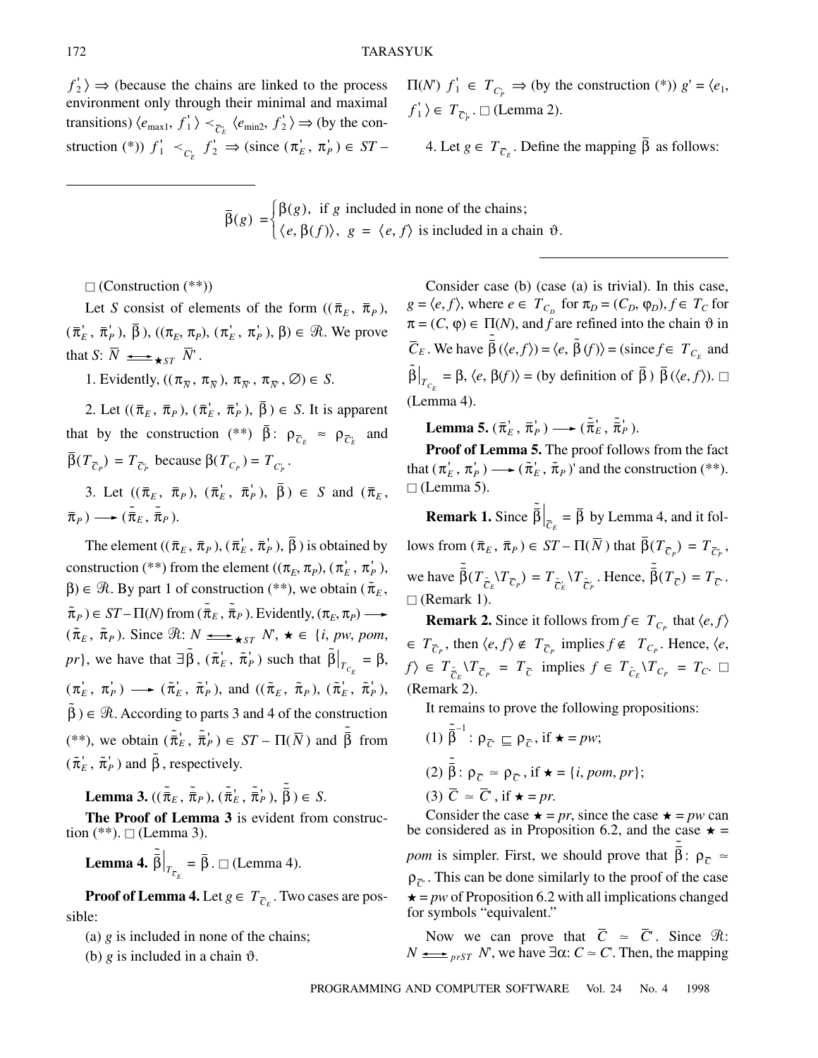$f_2'\rangle \Rightarrow$ (because the chains are linked to the process environment only through their minimal and maximal transitions) $\langle e_{\max 1}, f_1'\rangle \prec_{\overline{C}_E'} \langle e_{\min 2}, f_2'\rangle \Rightarrow$ (by the construction (*)) $f_1' \prec_{C_E} f_2' \Rightarrow$ (since $(\pi_E', \pi_P') \in ST -$ $\Pi(N')$ $f_1' \in T_{C_P} \Rightarrow$ (by the construction (*)) $g' = \langle e_1, f_1'\rangle \in T_{\overline{C}_P}$. $\square$ (Lemma 2).

4. Let $g \in T_{\overline{C}_E}$. Define the mapping $\overline{\beta}$ as follows:

$$\overline{\beta}(g) = \begin{cases} \beta(g), & \text{if } g \text{ included in none of the chains;} \\ \langle e, \beta(f)\rangle, & g = \langle e, f\rangle \text{ is included in a chain } \vartheta. \end{cases}$$

$\square$ (Construction (**))

Let $S$ consist of elements of the form $((\overline{\pi}_E, \overline{\pi}_P), (\overline{\pi}_E', \overline{\pi}_P'), \overline{\beta})$, $((\pi_E, \pi_P), (\pi_E', \pi_P'), \beta) \in \mathcal{R}$. We prove that $S$: $\overline{N} \underset{\star ST}{\longleftrightarrow} \overline{N}'$.

1. Evidently, $((\pi_{\overline{N}}, \pi_{\overline{N}}), \pi_{\overline{N}'}, \pi_{\overline{N}'}, \varnothing) \in S$.

2. Let $((\overline{\pi}_E, \overline{\pi}_P), (\overline{\pi}_E', \overline{\pi}_P'), \overline{\beta}) \in S$. It is apparent that by the construction (**) $\overline{\beta}$: $\rho_{\overline{C}_E} \approx \rho_{\overline{C}_E'}$ and $\overline{\beta}(T_{\overline{C}_P}) = T_{\overline{C}_P'}$ because $\beta(T_{C_P}) = T_{C_P'}$.

3. Let $((\overline{\pi}_E, \overline{\pi}_P), (\overline{\pi}_E', \overline{\pi}_P'), \overline{\beta}) \in S$ and $(\overline{\pi}_E, \overline{\pi}_P) \longrightarrow (\tilde{\overline{\pi}}_E, \tilde{\overline{\pi}}_P)$.

The element $((\overline{\pi}_E, \overline{\pi}_P), (\overline{\pi}_E', \overline{\pi}_P'), \overline{\beta})$ is obtained by construction (**) from the element $((\pi_E, \pi_P), (\pi_E', \pi_P'), \beta) \in \mathcal{R}$. By part 1 of construction (**), we obtain $(\tilde{\pi}_E, \tilde{\pi}_P) \in ST - \Pi(N)$ from $(\tilde{\overline{\pi}}_E, \tilde{\overline{\pi}}_P)$. Evidently, $(\pi_E, \pi_P) \longrightarrow (\tilde{\pi}_E, \tilde{\pi}_P)$. Since $\mathcal{R}$: $N \underset{\star ST}{\longleftrightarrow} N'$, $\star \in \{i, pw, pom, pr\}$, we have that $\exists \tilde{\beta}$, $(\tilde{\pi}_E', \tilde{\pi}_P')$ such that $\tilde{\beta}\big|_{T_{C_E}} = \beta$, $(\pi_E', \pi_P') \longrightarrow (\tilde{\pi}_E', \tilde{\pi}_P')$, and $((\tilde{\pi}_E, \tilde{\pi}_P), (\tilde{\pi}_E', \tilde{\pi}_P'), \tilde{\beta}) \in \mathcal{R}$. According to parts 3 and 4 of the construction (**), we obtain $(\tilde{\overline{\pi}}_E', \tilde{\overline{\pi}}_P') \in ST - \Pi(\overline{N})$ and $\tilde{\overline{\beta}}$ from $(\tilde{\pi}_E', \tilde{\pi}_P')$ and $\tilde{\beta}$, respectively.

**Lemma 3.** $((\tilde{\overline{\pi}}_E, \tilde{\overline{\pi}}_P), (\tilde{\overline{\pi}}_E', \tilde{\overline{\pi}}_P'), \tilde{\overline{\beta}}) \in S$.

**The Proof of Lemma 3** is evident from construction (**). $\square$ (Lemma 3).

**Lemma 4.** $\tilde{\overline{\beta}}\big|_{T_{\overline{C}_E}} = \overline{\beta}$. $\square$ (Lemma 4).

**Proof of Lemma 4.** Let $g \in T_{\overline{C}_E}$. Two cases are possible:

(a) $g$ is included in none of the chains;

(b) $g$ is included in a chain $\vartheta$.

Consider case (b) (case (a) is trivial). In this case, $g = \langle e, f\rangle$, where $e \in T_{C_D}$ for $\pi_D = (C_D, \varphi_D)$, $f \in T_C$ for $\pi = (C, \varphi) \in \Pi(N)$, and $f$ are refined into the chain $\vartheta$ in $\overline{C}_E$. We have $\tilde{\overline{\beta}}(\langle e, f\rangle) = \langle e, \tilde{\beta}(f)\rangle =$ (since $f \in T_{C_E}$ and $\tilde{\beta}\big|_{T_{C_E}} = \beta$, $\langle e, \beta(f)\rangle =$ (by definition of $\overline{\beta}$) $\overline{\beta}(\langle e, f\rangle)$. $\square$ (Lemma 4).

**Lemma 5.** $(\overline{\pi}_E', \overline{\pi}_P') \longrightarrow (\tilde{\overline{\pi}}_E', \tilde{\overline{\pi}}_P')$.

**Proof of Lemma 5.** The proof follows from the fact that $(\pi_E', \pi_P') \longrightarrow (\tilde{\pi}_E', \tilde{\pi}_P)'$ and the construction (**). $\square$ (Lemma 5).

**Remark 1.** Since $\tilde{\overline{\beta}}\big|_{\overline{C}_E} = \overline{\beta}$ by Lemma 4, and it follows from $(\overline{\pi}_E, \overline{\pi}_P) \in ST - \Pi(\overline{N})$ that $\overline{\beta}(T_{\overline{C}_P}) = T_{\overline{C}_P'}$, we have $\tilde{\overline{\beta}}(T_{\tilde{\overline{C}}_E} \backslash T_{\overline{C}_P}) = T_{\tilde{\overline{C}}_E'} \backslash T_{\tilde{\overline{C}}_P'}$. Hence, $\tilde{\overline{\beta}}(T_{\overline{C}}) = T_{\overline{C}'}$. $\square$ (Remark 1).

**Remark 2.** Since it follows from $f \in T_{C_P}$ that $\langle e, f\rangle \in T_{\overline{C}_P}$, then $\langle e, f\rangle \notin T_{\overline{C}_P}$ implies $f \notin T_{C_P}$. Hence, $\langle e, f\rangle \in T_{\tilde{\overline{C}}_E} \backslash T_{\overline{C}_P} = T_{\overline{C}}$ implies $f \in T_{\tilde{C}_E} \backslash T_{C_P} = T_C$. $\square$ (Remark 2).

It remains to prove the following propositions:

(1) $\tilde{\overline{\beta}}^{-1}$: $\rho_{\overline{C}'} \sqsubseteq \rho_{\overline{C}}$, if $\star = pw$;

(2) $\tilde{\overline{\beta}}$: $\rho_{\overline{C}} \simeq \rho_{\overline{C}'}$, if $\star = \{i, pom, pr\}$;

(3) $\overline{C} \simeq \overline{C}'$, if $\star = pr$.

Consider the case $\star = pr$, since the case $\star = pw$ can be considered as in Proposition 6.2, and the case $\star = pom$ is simpler. First, we should prove that $\tilde{\overline{\beta}}$: $\rho_{\overline{C}} \simeq \rho_{\overline{C}'}$. This can be done similarly to the proof of the case $\star = pw$ of Proposition 6.2 with all implications changed for symbols "equivalent."

Now we can prove that $\overline{C} \simeq \overline{C}'$. Since $\mathcal{R}$: $N \underset{prST}{\longleftrightarrow} N'$, we have $\exists \alpha$: $C \simeq C'$. Then, the mapping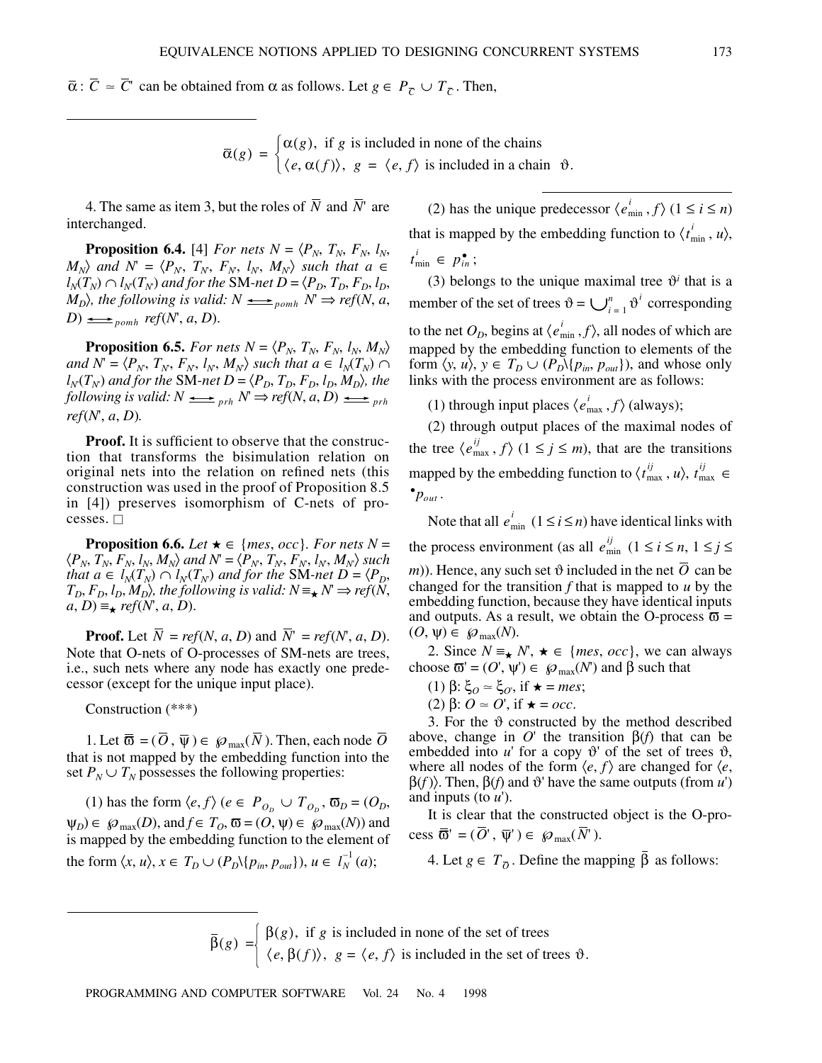$\overline{\alpha}: \overline{C} \simeq \overline{C}'$ can be obtained from $\alpha$ as follows. Let $g \in P_{\overline{C}} \cup T_{\overline{C}}$. Then,

$$\overline{\alpha}(g) = \begin{cases} \alpha(g), & \text{if } g \text{ is included in none of the chains} \\ \langle e, \alpha(f)\rangle, & g = \langle e, f\rangle \text{ is included in a chain } \vartheta. \end{cases}$$

4. The same as item 3, but the roles of $\overline{N}$ and $\overline{N}'$ are interchanged.

**Proposition 6.4.** [4] *For nets* $N = \langle P_N, T_N, F_N, l_N, M_N\rangle$ *and* $N' = \langle P_{N'}, T_{N'}, F_{N'}, l_{N'}, M_{N'}\rangle$ *such that* $a \in l_N(T_N) \cap l_{N'}(T_{N'})$ *and for the* SM-*net* $D = \langle P_D, T_D, F_D, l_D, M_D\rangle$, *the following is valid:* $N \underline{\leftrightarrow}_{pomh} N' \Rightarrow ref(N, a, D) \underline{\leftrightarrow}_{pomh} ref(N', a, D)$.

**Proposition 6.5.** *For nets* $N = \langle P_N, T_N, F_N, l_N, M_N\rangle$ *and* $N' = \langle P_{N'}, T_{N'}, F_{N'}, l_{N'}, M_{N'}\rangle$ *such that* $a \in l_N(T_N) \cap l_{N'}(T_{N'})$ *and for the* SM-*net* $D = \langle P_D, T_D, F_D, l_D, M_D\rangle$, *the following is valid:* $N \underline{\leftrightarrow}_{prh} N' \Rightarrow ref(N, a, D) \underline{\leftrightarrow}_{prh} ref(N', a, D)$.

**Proof.** It is sufficient to observe that the construction that transforms the bisimulation relation on original nets into the relation on refined nets (this construction was used in the proof of Proposition 8.5 in [4]) preserves isomorphism of C-nets of processes. □

**Proposition 6.6.** *Let* $\star \in \{mes, occ\}$. *For nets* $N = \langle P_N, T_N, F_N, l_N, M_N\rangle$ *and* $N' = \langle P_{N'}, T_{N'}, F_{N'}, l_{N'}, M_{N'}\rangle$ *such that* $a \in l_N(T_N) \cap l_{N'}(T_{N'})$ *and for the* SM-*net* $D = \langle P_D, T_D, F_D, l_D, M_D\rangle$, *the following is valid:* $N \equiv_\star N' \Rightarrow ref(N, a, D) \equiv_\star ref(N', a, D)$.

**Proof.** Let $\overline{N} = ref(N, a, D)$ and $\overline{N}' = ref(N', a, D)$. Note that O-nets of O-processes of SM-nets are trees, i.e., such nets where any node has exactly one predecessor (except for the unique input place).

Construction (***)

1. Let $\overline{\varpi} = (\overline{O}, \overline{\psi}) \in \wp_{\max}(\overline{N})$. Then, each node $\overline{O}$ that is not mapped by the embedding function into the set $P_N \cup T_N$ possesses the following properties:

(1) has the form $\langle e, f\rangle$ ($e \in P_{O_D} \cup T_{O_D}$, $\varpi_D = (O_D, \psi_D) \in \wp_{\max}(D)$, and $f \in T_O$, $\varpi = (O, \psi) \in \wp_{\max}(N)$) and is mapped by the embedding function to the element of the form $\langle x, u\rangle$, $x \in T_D \cup (P_D \backslash \{p_{in}, p_{out}\})$, $u \in l_N^{-1}(a)$;

(2) has the unique predecessor $\langle e^i_{\min}, f\rangle$ $(1 \le i \le n)$ that is mapped by the embedding function to $\langle t^i_{\min}, u\rangle$, $t^i_{\min} \in p_{in}^\bullet$;

(3) belongs to the unique maximal tree $\vartheta^i$ that is a member of the set of trees $\vartheta = \bigcup_{i=1}^n \vartheta^i$ corresponding to the net $O_D$, begins at $\langle e^i_{\min}, f\rangle$, all nodes of which are mapped by the embedding function to elements of the form $\langle y, u\rangle$, $y \in T_D \cup (P_D \backslash \{p_{in}, p_{out}\})$, and whose only links with the process environment are as follows:

(1) through input places $\langle e^i_{\max}, f\rangle$ (always);

(2) through output places of the maximal nodes of the tree $\langle e^{ij}_{\max}, f\rangle$ $(1 \le j \le m)$, that are the transitions mapped by the embedding function to $\langle t^{ij}_{\max}, u\rangle$, $t^{ij}_{\max} \in {}^\bullet p_{out}$.

Note that all $e^i_{\min}$ $(1 \le i \le n)$ have identical links with the process environment (as all $e^{ij}_{\min}$ $(1 \le i \le n, 1 \le j \le m)$). Hence, any such set $\vartheta$ included in the net $\overline{O}$ can be changed for the transition $f$ that is mapped to $u$ by the embedding function, because they have identical inputs and outputs. As a result, we obtain the O-process $\varpi = (O, \psi) \in \wp_{\max}(N)$.

2. Since $N \equiv_\star N'$, $\star \in \{mes, occ\}$, we can always choose $\varpi' = (O', \psi') \in \wp_{\max}(N')$ and $\beta$ such that

(1) $\beta: \xi_O \simeq \xi_{O'}$, if $\star = mes$;

(2) $\beta: O \simeq O'$, if $\star = occ$.

3. For the $\vartheta$ constructed by the method described above, change in $O'$ the transition $\beta(f)$ that can be embedded into $u'$ for a copy $\vartheta'$ of the set of trees $\vartheta$, where all nodes of the form $\langle e, f\rangle$ are changed for $\langle e, \beta(f)\rangle$. Then, $\beta(f)$ and $\vartheta'$ have the same outputs (from $u'$) and inputs (to $u'$).

It is clear that the constructed object is the O-process $\overline{\varpi}' = (\overline{O}', \overline{\psi}') \in \wp_{\max}(\overline{N}')$.

4. Let $g \in T_{\overline{O}}$. Define the mapping $\overline{\beta}$ as follows:

$$\overline{\beta}(g) = \begin{cases} \beta(g), & \text{if } g \text{ is included in none of the set of trees} \\ \langle e, \beta(f)\rangle, & g = \langle e, f\rangle \text{ is included in the set of trees } \vartheta. \end{cases}$$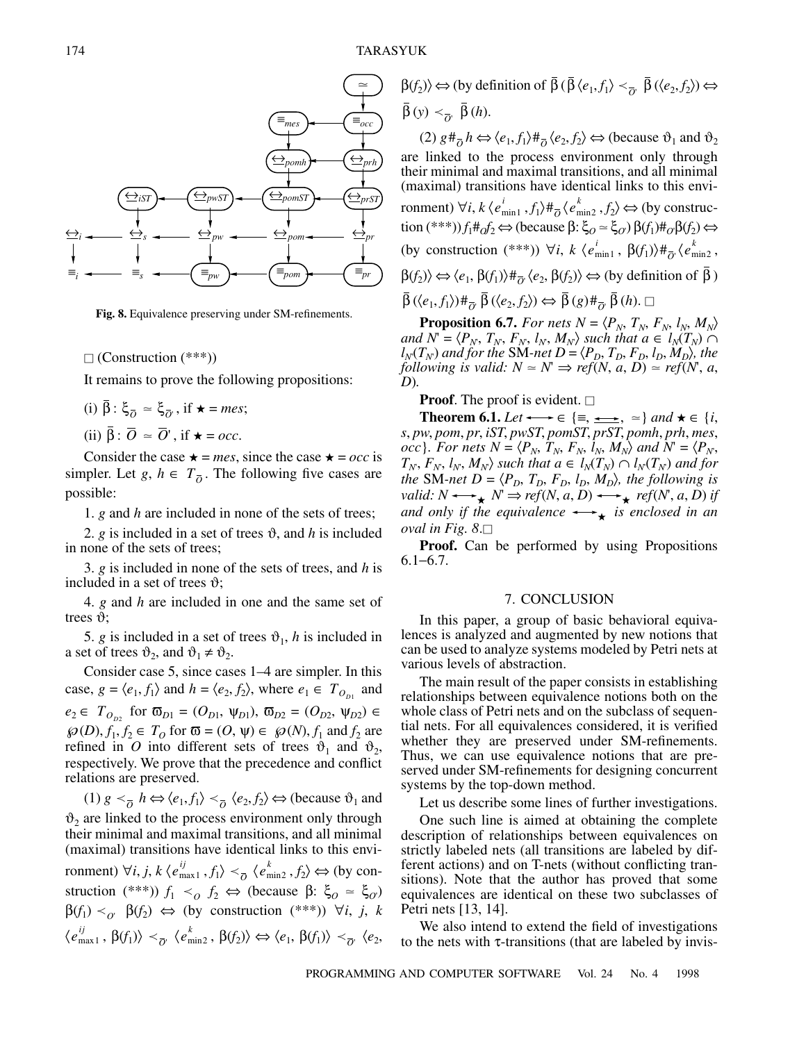Fig. 8. Equivalence preserving under SM-refinements.

$\square$ (Construction (***))

It remains to prove the following propositions:

(i) $\bar{\beta}: \xi_{\bar{O}} \simeq \xi_{\bar{O}'}$, if $\star = mes$;

(ii) $\bar{\beta}: \bar{O} \simeq \bar{O}'$, if $\star = occ$.

Consider the case $\star = mes$, since the case $\star = occ$ is simpler. Let $g, h \in T_{\bar{O}}$. The following five cases are possible:

1. $g$ and $h$ are included in none of the sets of trees;

2. $g$ is included in a set of trees $\vartheta$, and $h$ is included in none of the sets of trees;

3. $g$ is included in none of the sets of trees, and $h$ is included in a set of trees $\vartheta$;

4. $g$ and $h$ are included in one and the same set of trees $\vartheta$;

5. $g$ is included in a set of trees $\vartheta_1$, $h$ is included in a set of trees $\vartheta_2$, and $\vartheta_1 \neq \vartheta_2$.

Consider case 5, since cases 1–4 are simpler. In this case, $g = \langle e_1, f_1 \rangle$ and $h = \langle e_2, f_2 \rangle$, where $e_1 \in T_{O_{D1}}$ and $e_2 \in T_{O_{D2}}$ for $\varpi_{D1} = (O_{D1}, \psi_{D1})$, $\varpi_{D2} = (O_{D2}, \psi_{D2}) \in \wp(D)$, $f_1, f_2 \in T_O$ for $\varpi = (O, \psi) \in \wp(N)$, $f_1$ and $f_2$ are refined in $O$ into different sets of trees $\vartheta_1$ and $\vartheta_2$, respectively. We prove that the precedence and conflict relations are preserved.

(1) $g \prec_{\bar{O}} h \Leftrightarrow \langle e_1, f_1 \rangle \prec_{\bar{O}} \langle e_2, f_2 \rangle \Leftrightarrow$ (because $\vartheta_1$ and $\vartheta_2$ are linked to the process environment only through their minimal and maximal transitions, and all minimal (maximal) transitions have identical links to this environment) $\forall i, j, k\ \langle e^{ij}_{\max 1}, f_1 \rangle \prec_{\bar{O}} \langle e^{k}_{\min 2}, f_2 \rangle \Leftrightarrow$ (by construction (***)) $f_1 \prec_O f_2 \Leftrightarrow$ (because $\beta: \xi_O \simeq \xi_{O'}$) $\beta(f_1) \prec_{O'} \beta(f_2) \Leftrightarrow$ (by construction (***)) $\forall i, j, k$ $\langle e^{ij}_{\max 1}, \beta(f_1) \rangle \prec_{\bar{O}'} \langle e^{k}_{\min 2}, \beta(f_2) \rangle \Leftrightarrow \langle e_1, \beta(f_1) \rangle \prec_{\bar{O}'} \langle e_2, \beta(f_2) \rangle \Leftrightarrow$ (by definition of $\bar{\beta}$ ($\bar{\beta}\langle e_1, f_1 \rangle \prec_{\bar{O}'} \bar{\beta}(\langle e_2, f_2 \rangle) \Leftrightarrow$ $\bar{\beta}(y) \prec_{\bar{O}'} \bar{\beta}(h)$.

(2) $g \#_{\bar{O}} h \Leftrightarrow \langle e_1, f_1 \rangle \#_{\bar{O}} \langle e_2, f_2 \rangle \Leftrightarrow$ (because $\vartheta_1$ and $\vartheta_2$ are linked to the process environment only through their minimal and maximal transitions, and all minimal (maximal) transitions have identical links to this environment) $\forall i, k\ \langle e^{i}_{\min 1}, f_1 \rangle \#_{\bar{O}} \langle e^{k}_{\min 2}, f_2 \rangle \Leftrightarrow$ (by construction (***)) $f_1 \#_O f_2 \Leftrightarrow$ (because $\beta: \xi_O \simeq \xi_{O'}$) $\beta(f_1) \#_{O'} \beta(f_2) \Leftrightarrow$ (by construction (***)) $\forall i, k$ $\langle e^{i}_{\min 1}, \beta(f_1) \rangle \#_{\bar{O}'} \langle e^{k}_{\min 2}, \beta(f_2) \rangle \Leftrightarrow \langle e_1, \beta(f_1) \rangle \#_{\bar{O}'} \langle e_2, \beta(f_2) \rangle \Leftrightarrow$ (by definition of $\bar{\beta}$) $\bar{\beta}(\langle e_1, f_1 \rangle) \#_{\bar{O}'} \bar{\beta}(\langle e_2, f_2 \rangle) \Leftrightarrow \bar{\beta}(g) \#_{\bar{O}'} \bar{\beta}(h)$. $\square$

**Proposition 6.7.** *For nets $N = \langle P_N, T_N, F_N, l_N, M_N \rangle$ and $N' = \langle P_{N'}, T_{N'}, F_{N'}, l_{N'}, M_{N'} \rangle$ such that $a \in l_N(T_N) \cap l_{N'}(T_{N'})$ and for the* SM*-net $D = \langle P_D, T_D, F_D, l_D, M_D \rangle$, the following is valid: $N \simeq N' \Rightarrow ref(N, a, D) \simeq ref(N', a, D)$.*

**Proof**. The proof is evident. $\square$

**Theorem 6.1.** *Let $\leftrightarrow \in \{\equiv, \underline{\leftrightarrow}, \simeq\}$ and $\star \in \{i, s, pw, pom, pr, iST, pwST, pomST, prST, pomh, prh, mes, occ\}$. For nets $N = \langle P_N, T_N, F_N, l_N, M_N \rangle$ and $N' = \langle P_{N'}, T_{N'}, F_{N'}, l_{N'}, M_{N'} \rangle$ such that $a \in l_N(T_N) \cap l_{N'}(T_{N'})$ and for the* SM*-net $D = \langle P_D, T_D, F_D, l_D, M_D \rangle$, the following is valid: $N \leftrightarrow_\star N' \Rightarrow ref(N, a, D) \leftrightarrow_\star ref(N', a, D)$ if and only if the equivalence $\leftrightarrow_\star$ is enclosed in an oval in Fig. 8.* $\square$

**Proof.** Can be performed by using Propositions 6.1–6.7.

## 7. CONCLUSION

In this paper, a group of basic behavioral equivalences is analyzed and augmented by new notions that can be used to analyze systems modeled by Petri nets at various levels of abstraction.

The main result of the paper consists in establishing relationships between equivalence notions both on the whole class of Petri nets and on the subclass of sequential nets. For all equivalences considered, it is verified whether they are preserved under SM-refinements. Thus, we can use equivalence notions that are preserved under SM-refinements for designing concurrent systems by the top-down method.

Let us describe some lines of further investigations.

One such line is aimed at obtaining the complete description of relationships between equivalences on strictly labeled nets (all transitions are labeled by different actions) and on T-nets (without conflicting transitions). Note that the author has proved that some equivalences are identical on these two subclasses of Petri nets [13, 14].

We also intend to extend the field of investigations to the nets with $\tau$-transitions (that are labeled by invis-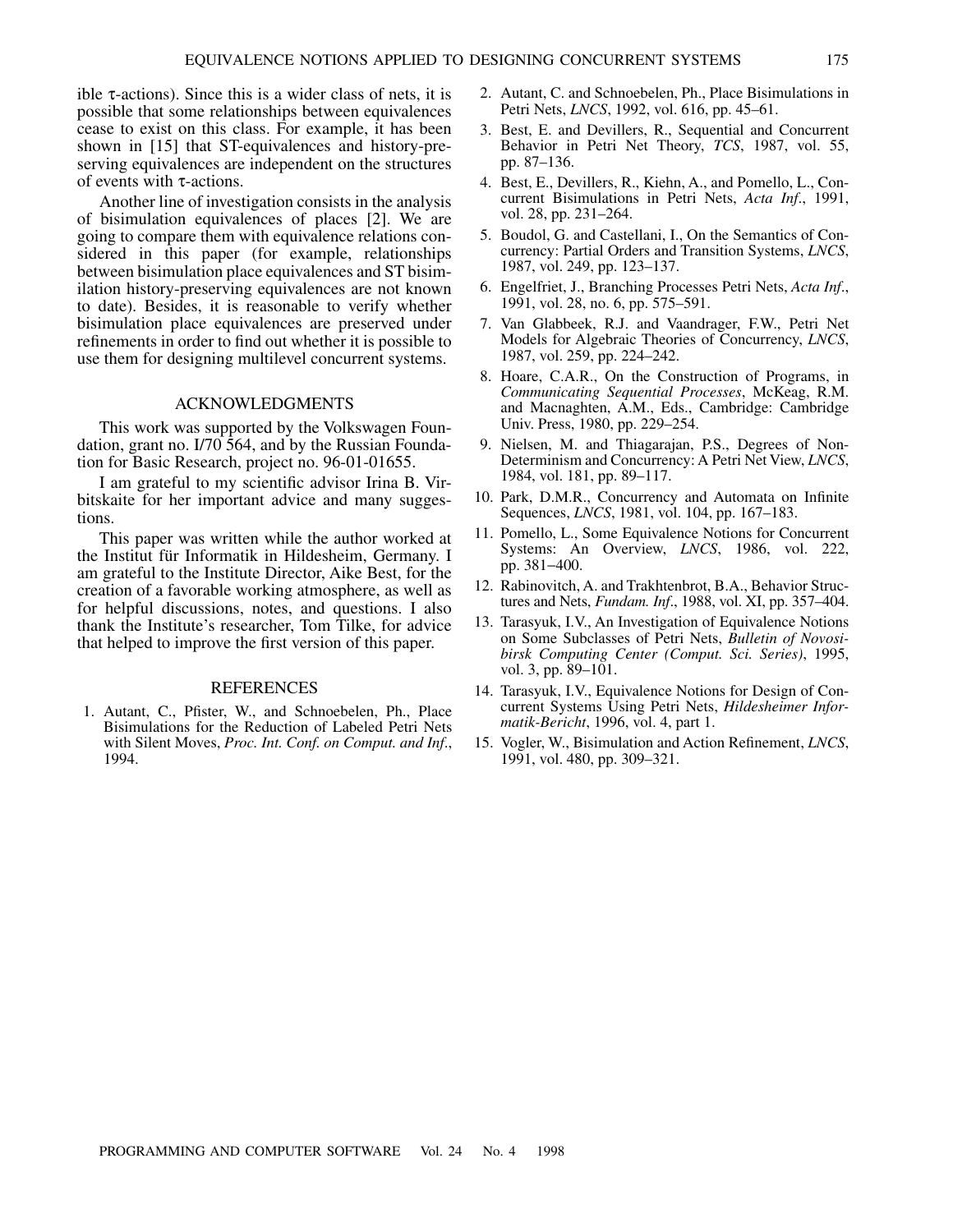ible τ-actions). Since this is a wider class of nets, it is possible that some relationships between equivalences cease to exist on this class. For example, it has been shown in [15] that ST-equivalences and history-preserving equivalences are independent on the structures of events with τ-actions.

Another line of investigation consists in the analysis of bisimulation equivalences of places [2]. We are going to compare them with equivalence relations considered in this paper (for example, relationships between bisimulation place equivalences and ST bisimilation history-preserving equivalences are not known to date). Besides, it is reasonable to verify whether bisimulation place equivalences are preserved under refinements in order to find out whether it is possible to use them for designing multilevel concurrent systems.

## ACKNOWLEDGMENTS

This work was supported by the Volkswagen Foundation, grant no. I/70 564, and by the Russian Foundation for Basic Research, project no. 96-01-01655.

I am grateful to my scientific advisor Irina B. Virbitskaite for her important advice and many suggestions.

This paper was written while the author worked at the Institut für Informatik in Hildesheim, Germany. I am grateful to the Institute Director, Aike Best, for the creation of a favorable working atmosphere, as well as for helpful discussions, notes, and questions. I also thank the Institute's researcher, Tom Tilke, for advice that helped to improve the first version of this paper.

## REFERENCES

1. Autant, C., Pfister, W., and Schnoebelen, Ph., Place Bisimulations for the Reduction of Labeled Petri Nets with Silent Moves, *Proc. Int. Conf. on Comput. and Inf.*, 1994.
2. Autant, C. and Schnoebelen, Ph., Place Bisimulations in Petri Nets, *LNCS*, 1992, vol. 616, pp. 45–61.
3. Best, E. and Devillers, R., Sequential and Concurrent Behavior in Petri Net Theory, *TCS*, 1987, vol. 55, pp. 87–136.
4. Best, E., Devillers, R., Kiehn, A., and Pomello, L., Concurrent Bisimulations in Petri Nets, *Acta Inf.*, 1991, vol. 28, pp. 231–264.
5. Boudol, G. and Castellani, I., On the Semantics of Concurrency: Partial Orders and Transition Systems, *LNCS*, 1987, vol. 249, pp. 123–137.
6. Engelfriet, J., Branching Processes Petri Nets, *Acta Inf.*, 1991, vol. 28, no. 6, pp. 575–591.
7. Van Glabbeek, R.J. and Vaandrager, F.W., Petri Net Models for Algebraic Theories of Concurrency, *LNCS*, 1987, vol. 259, pp. 224–242.
8. Hoare, C.A.R., On the Construction of Programs, in *Communicating Sequential Processes*, McKeag, R.M. and Macnaghten, A.M., Eds., Cambridge: Cambridge Univ. Press, 1980, pp. 229–254.
9. Nielsen, M. and Thiagarajan, P.S., Degrees of Non-Determinism and Concurrency: A Petri Net View, *LNCS*, 1984, vol. 181, pp. 89–117.
10. Park, D.M.R., Concurrency and Automata on Infinite Sequences, *LNCS*, 1981, vol. 104, pp. 167–183.
11. Pomello, L., Some Equivalence Notions for Concurrent Systems: An Overview, *LNCS*, 1986, vol. 222, pp. 381–400.
12. Rabinovitch, A. and Trakhtenbrot, B.A., Behavior Structures and Nets, *Fundam. Inf.*, 1988, vol. XI, pp. 357–404.
13. Tarasyuk, I.V., An Investigation of Equivalence Notions on Some Subclasses of Petri Nets, *Bulletin of Novosibirsk Computing Center (Comput. Sci. Series)*, 1995, vol. 3, pp. 89–101.
14. Tarasyuk, I.V., Equivalence Notions for Design of Concurrent Systems Using Petri Nets, *Hildesheimer Informatik-Bericht*, 1996, vol. 4, part 1.
15. Vogler, W., Bisimulation and Action Refinement, *LNCS*, 1991, vol. 480, pp. 309–321.